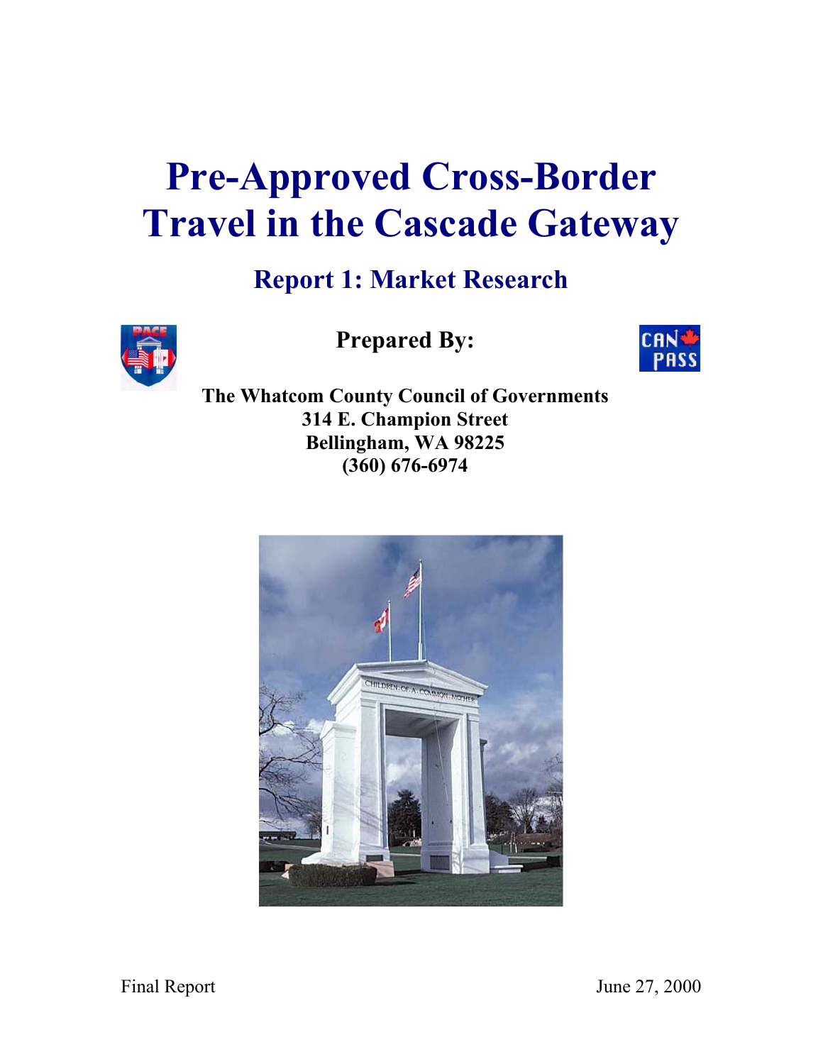# Pre-Approved Cross-Border Travel in the Cascade Gateway

## Report 1: Market Research

**Prepared By:**

**The Whatcom County Council of Governments**
**314 E. Champion Street**
**Bellingham, WA 98225**
**(360) 676-6974**

Final Report

June 27, 2000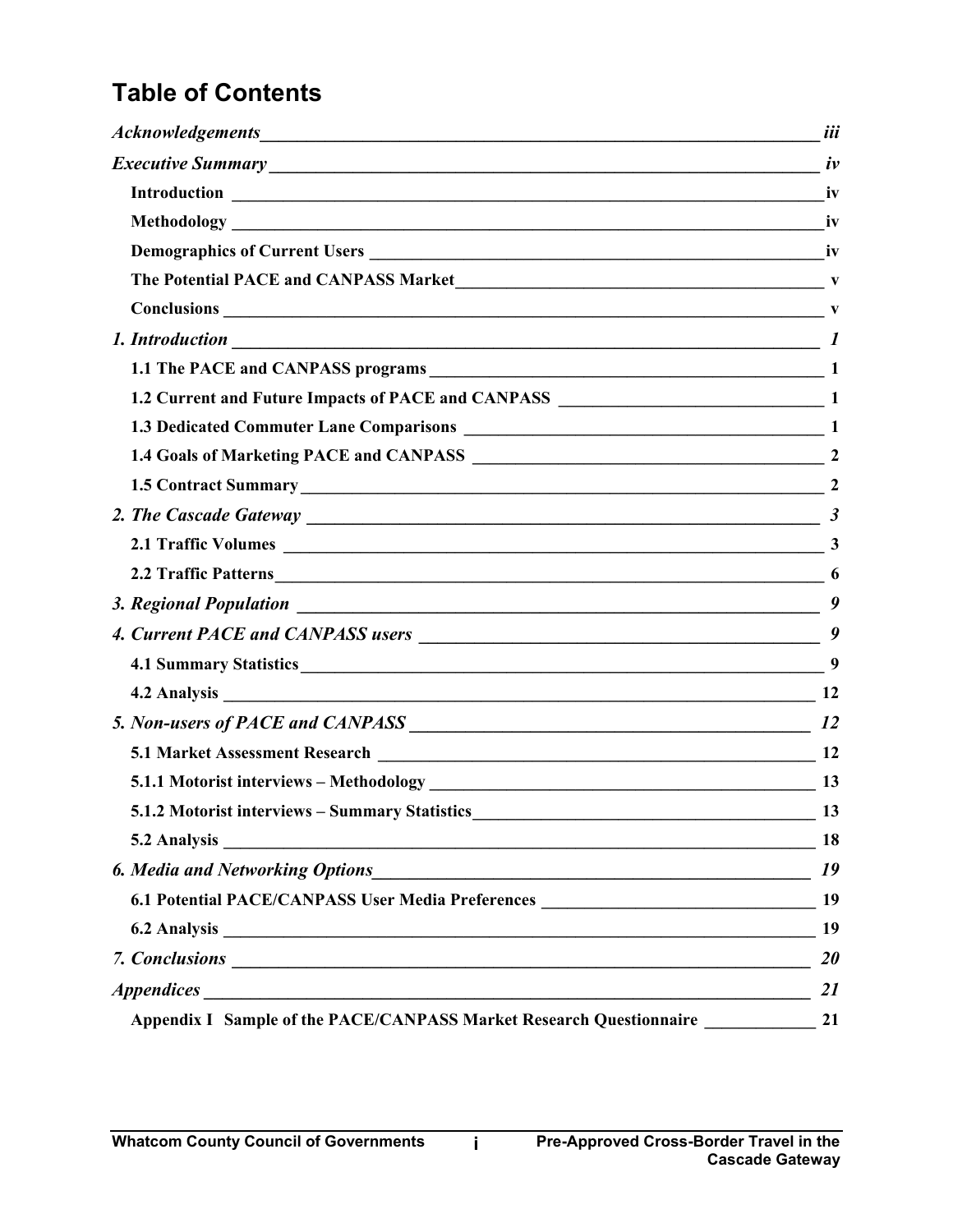# Table of Contents

*Acknowledgements* — *iii*

*Executive Summary* — *iv*

- **Introduction** — **iv**
- **Methodology** — **iv**
- **Demographics of Current Users** — **iv**
- **The Potential PACE and CANPASS Market** — **v**
- **Conclusions** — **v**

*1. Introduction* — *1*

- **1.1 The PACE and CANPASS programs** — **1**
- **1.2 Current and Future Impacts of PACE and CANPASS** — **1**
- **1.3 Dedicated Commuter Lane Comparisons** — **1**
- **1.4 Goals of Marketing PACE and CANPASS** — **2**
- **1.5 Contract Summary** — **2**

*2. The Cascade Gateway* — *3*

- **2.1 Traffic Volumes** — **3**
- **2.2 Traffic Patterns** — **6**

*3. Regional Population* — *9*

*4. Current PACE and CANPASS users* — *9*

- **4.1 Summary Statistics** — **9**
- **4.2 Analysis** — **12**

*5. Non-users of PACE and CANPASS* — *12*

- **5.1 Market Assessment Research** — **12**
- **5.1.1 Motorist interviews – Methodology** — **13**
- **5.1.2 Motorist interviews – Summary Statistics** — **13**
- **5.2 Analysis** — **18**

*6. Media and Networking Options* — *19*

- **6.1 Potential PACE/CANPASS User Media Preferences** — **19**
- **6.2 Analysis** — **19**

*7. Conclusions* — *20*

*Appendices* — *21*

- **Appendix I Sample of the PACE/CANPASS Market Research Questionnaire** — **21**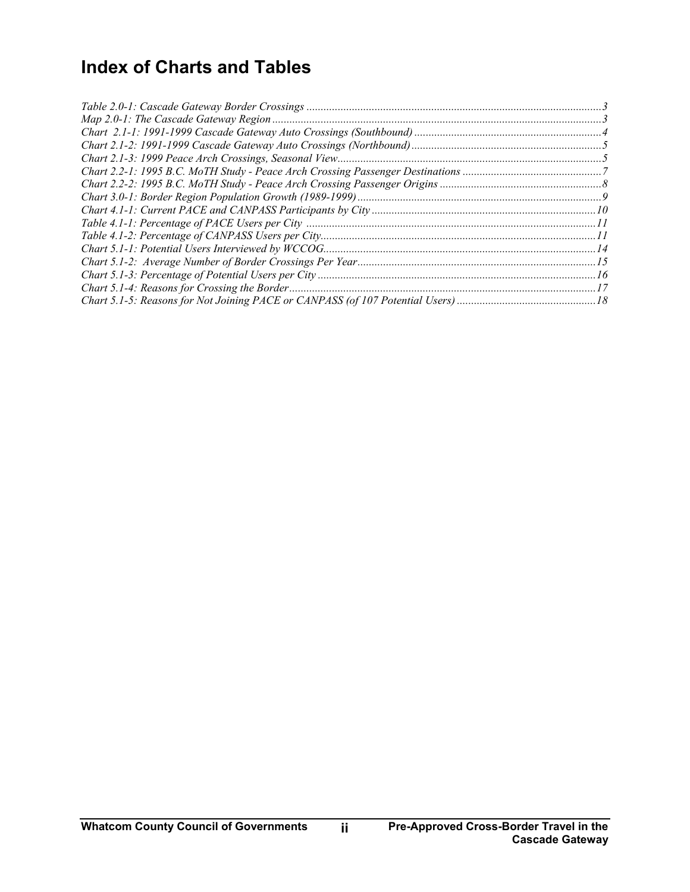# Index of Charts and Tables

*Table 2.0-1: Cascade Gateway Border Crossings* ........................................................................................................3
*Map 2.0-1: The Cascade Gateway Region* ....................................................................................................................3
*Chart  2.1-1: 1991-1999 Cascade Gateway Auto Crossings (Southbound)* ..................................................................4
*Chart 2.1-2: 1991-1999 Cascade Gateway Auto Crossings (Northbound)* ....................................................................5
*Chart 2.1-3: 1999 Peace Arch Crossings, Seasonal View*.............................................................................................5
*Chart 2.2-1: 1995 B.C. MoTH Study - Peace Arch Crossing Passenger Destinations* ..................................................7
*Chart 2.2-2: 1995 B.C. MoTH Study - Peace Arch Crossing Passenger Origins* ..........................................................8
*Chart 3.0-1: Border Region Population Growth (1989-1999)*......................................................................................9
*Chart 4.1-1: Current PACE and CANPASS Participants by City* ...............................................................................10
*Table 4.1-1: Percentage of PACE Users per City* ......................................................................................................11
*Table 4.1-2: Percentage of CANPASS Users per City*.................................................................................................11
*Chart 5.1-1: Potential Users Interviewed by WCCOG*................................................................................................14
*Chart 5.1-2:  Average Number of Border Crossings Per Year*....................................................................................15
*Chart 5.1-3: Percentage of Potential Users per City* ..................................................................................................16
*Chart 5.1-4: Reasons for Crossing the Border*............................................................................................................17
*Chart 5.1-5: Reasons for Not Joining PACE or CANPASS (of 107 Potential Users)* .................................................18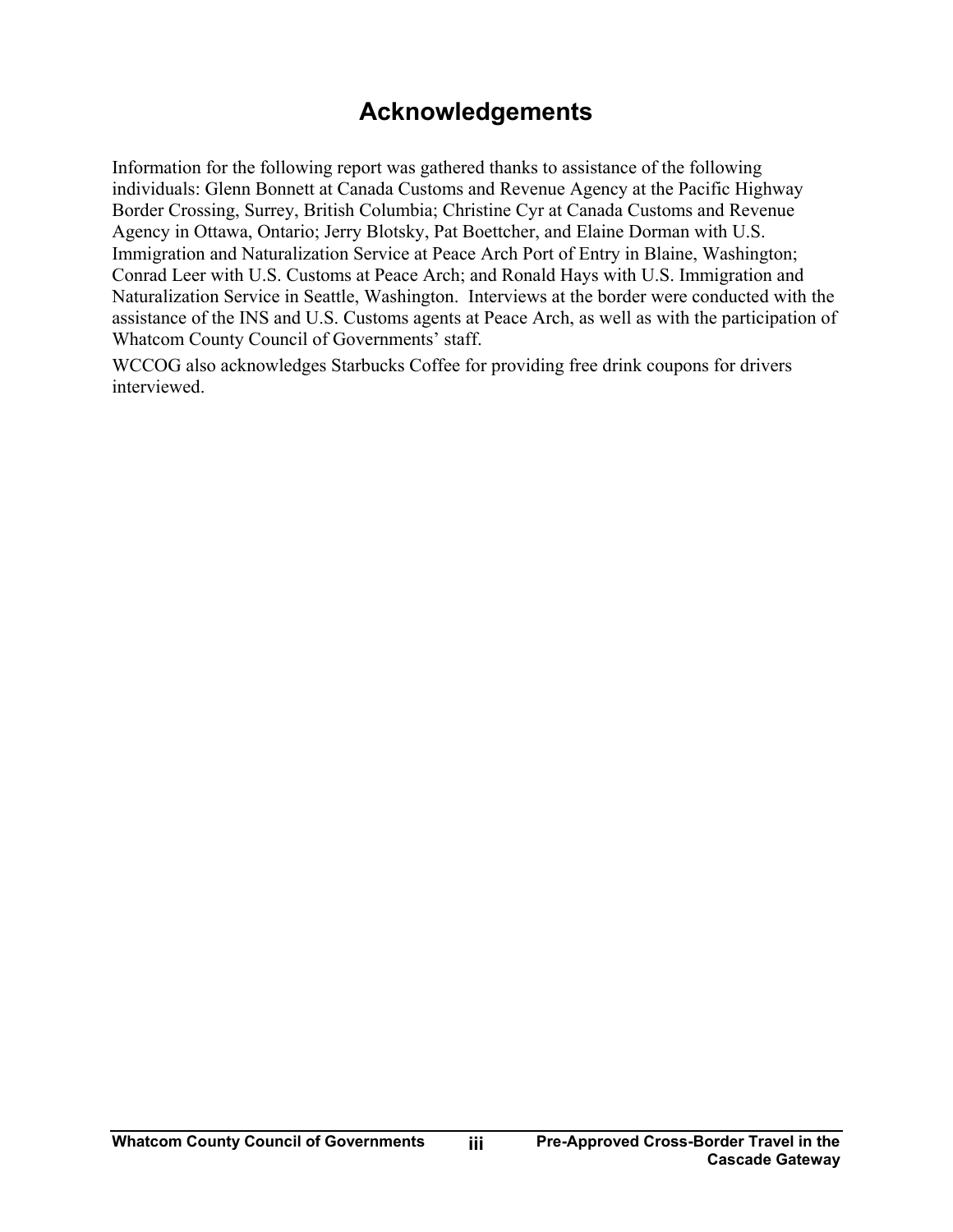# Acknowledgements

Information for the following report was gathered thanks to assistance of the following individuals: Glenn Bonnett at Canada Customs and Revenue Agency at the Pacific Highway Border Crossing, Surrey, British Columbia; Christine Cyr at Canada Customs and Revenue Agency in Ottawa, Ontario; Jerry Blotsky, Pat Boettcher, and Elaine Dorman with U.S. Immigration and Naturalization Service at Peace Arch Port of Entry in Blaine, Washington; Conrad Leer with U.S. Customs at Peace Arch; and Ronald Hays with U.S. Immigration and Naturalization Service in Seattle, Washington. Interviews at the border were conducted with the assistance of the INS and U.S. Customs agents at Peace Arch, as well as with the participation of Whatcom County Council of Governments' staff.

WCCOG also acknowledges Starbucks Coffee for providing free drink coupons for drivers interviewed.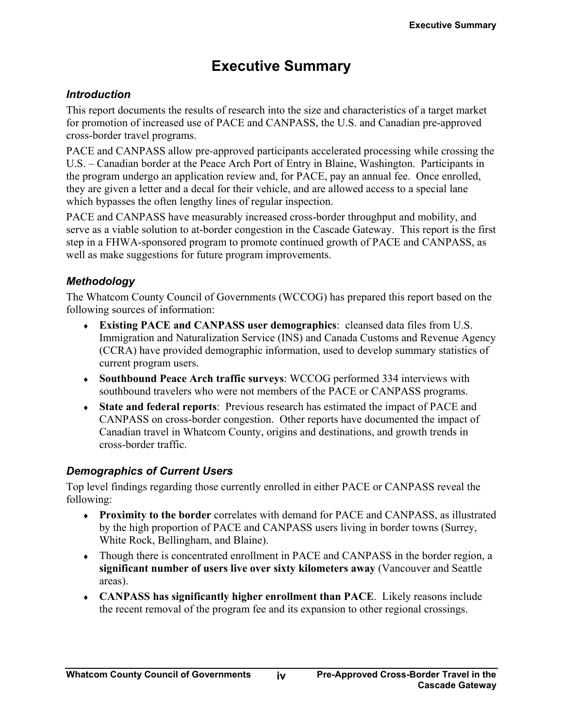# Executive Summary

### *Introduction*

This report documents the results of research into the size and characteristics of a target market for promotion of increased use of PACE and CANPASS, the U.S. and Canadian pre-approved cross-border travel programs.

PACE and CANPASS allow pre-approved participants accelerated processing while crossing the U.S. – Canadian border at the Peace Arch Port of Entry in Blaine, Washington. Participants in the program undergo an application review and, for PACE, pay an annual fee. Once enrolled, they are given a letter and a decal for their vehicle, and are allowed access to a special lane which bypasses the often lengthy lines of regular inspection.

PACE and CANPASS have measurably increased cross-border throughput and mobility, and serve as a viable solution to at-border congestion in the Cascade Gateway. This report is the first step in a FHWA-sponsored program to promote continued growth of PACE and CANPASS, as well as make suggestions for future program improvements.

### *Methodology*

The Whatcom County Council of Governments (WCCOG) has prepared this report based on the following sources of information:

- **Existing PACE and CANPASS user demographics**: cleansed data files from U.S. Immigration and Naturalization Service (INS) and Canada Customs and Revenue Agency (CCRA) have provided demographic information, used to develop summary statistics of current program users.
- **Southbound Peace Arch traffic surveys**: WCCOG performed 334 interviews with southbound travelers who were not members of the PACE or CANPASS programs.
- **State and federal reports**: Previous research has estimated the impact of PACE and CANPASS on cross-border congestion. Other reports have documented the impact of Canadian travel in Whatcom County, origins and destinations, and growth trends in cross-border traffic.

### *Demographics of Current Users*

Top level findings regarding those currently enrolled in either PACE or CANPASS reveal the following:

- **Proximity to the border** correlates with demand for PACE and CANPASS, as illustrated by the high proportion of PACE and CANPASS users living in border towns (Surrey, White Rock, Bellingham, and Blaine).
- Though there is concentrated enrollment in PACE and CANPASS in the border region, a **significant number of users live over sixty kilometers away** (Vancouver and Seattle areas).
- **CANPASS has significantly higher enrollment than PACE**. Likely reasons include the recent removal of the program fee and its expansion to other regional crossings.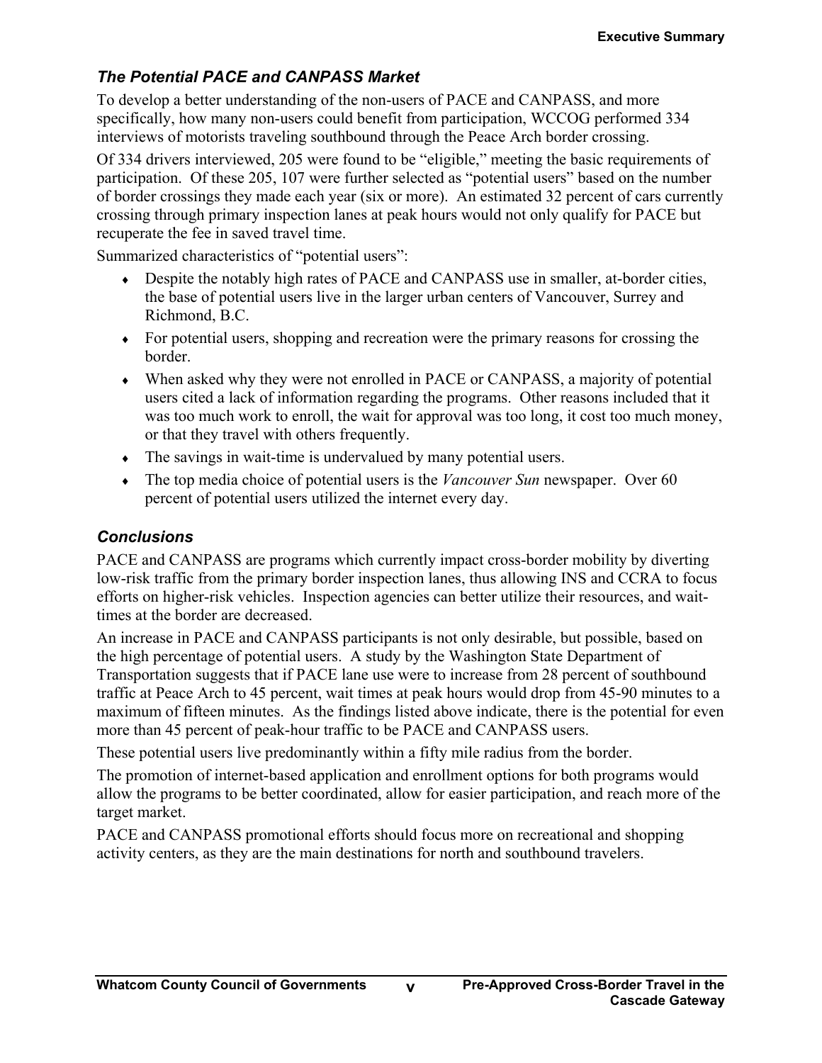### *The Potential PACE and CANPASS Market*

To develop a better understanding of the non-users of PACE and CANPASS, and more specifically, how many non-users could benefit from participation, WCCOG performed 334 interviews of motorists traveling southbound through the Peace Arch border crossing.

Of 334 drivers interviewed, 205 were found to be "eligible," meeting the basic requirements of participation. Of these 205, 107 were further selected as "potential users" based on the number of border crossings they made each year (six or more). An estimated 32 percent of cars currently crossing through primary inspection lanes at peak hours would not only qualify for PACE but recuperate the fee in saved travel time.

Summarized characteristics of "potential users":

- Despite the notably high rates of PACE and CANPASS use in smaller, at-border cities, the base of potential users live in the larger urban centers of Vancouver, Surrey and Richmond, B.C.
- For potential users, shopping and recreation were the primary reasons for crossing the border.
- When asked why they were not enrolled in PACE or CANPASS, a majority of potential users cited a lack of information regarding the programs. Other reasons included that it was too much work to enroll, the wait for approval was too long, it cost too much money, or that they travel with others frequently.
- The savings in wait-time is undervalued by many potential users.
- The top media choice of potential users is the *Vancouver Sun* newspaper. Over 60 percent of potential users utilized the internet every day.

### *Conclusions*

PACE and CANPASS are programs which currently impact cross-border mobility by diverting low-risk traffic from the primary border inspection lanes, thus allowing INS and CCRA to focus efforts on higher-risk vehicles. Inspection agencies can better utilize their resources, and wait-times at the border are decreased.

An increase in PACE and CANPASS participants is not only desirable, but possible, based on the high percentage of potential users. A study by the Washington State Department of Transportation suggests that if PACE lane use were to increase from 28 percent of southbound traffic at Peace Arch to 45 percent, wait times at peak hours would drop from 45-90 minutes to a maximum of fifteen minutes. As the findings listed above indicate, there is the potential for even more than 45 percent of peak-hour traffic to be PACE and CANPASS users.

These potential users live predominantly within a fifty mile radius from the border.

The promotion of internet-based application and enrollment options for both programs would allow the programs to be better coordinated, allow for easier participation, and reach more of the target market.

PACE and CANPASS promotional efforts should focus more on recreational and shopping activity centers, as they are the main destinations for north and southbound travelers.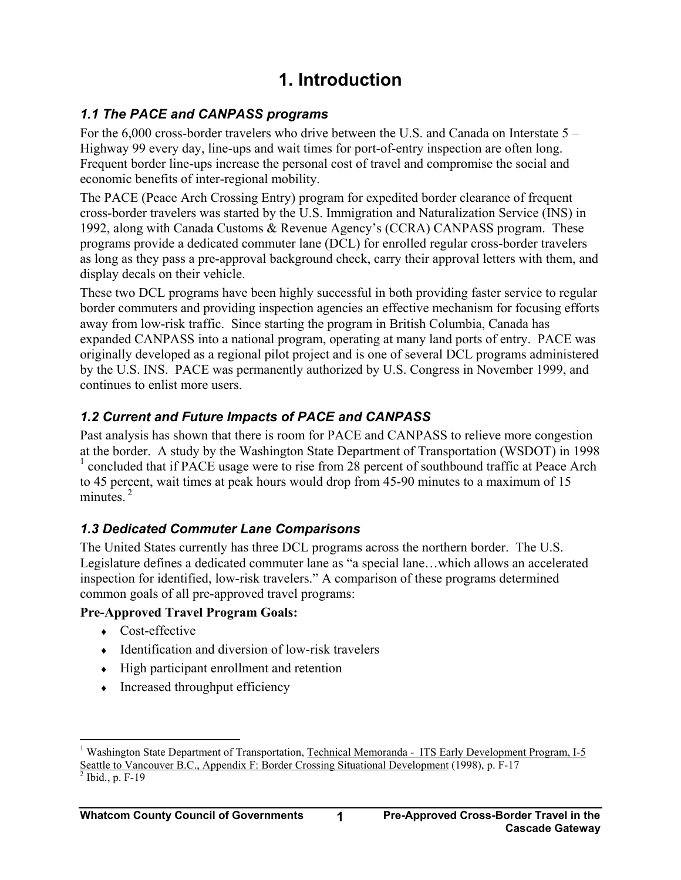# 1. Introduction

## *1.1 The PACE and CANPASS programs*

For the 6,000 cross-border travelers who drive between the U.S. and Canada on Interstate 5 – Highway 99 every day, line-ups and wait times for port-of-entry inspection are often long. Frequent border line-ups increase the personal cost of travel and compromise the social and economic benefits of inter-regional mobility.

The PACE (Peace Arch Crossing Entry) program for expedited border clearance of frequent cross-border travelers was started by the U.S. Immigration and Naturalization Service (INS) in 1992, along with Canada Customs & Revenue Agency's (CCRA) CANPASS program. These programs provide a dedicated commuter lane (DCL) for enrolled regular cross-border travelers as long as they pass a pre-approval background check, carry their approval letters with them, and display decals on their vehicle.

These two DCL programs have been highly successful in both providing faster service to regular border commuters and providing inspection agencies an effective mechanism for focusing efforts away from low-risk traffic. Since starting the program in British Columbia, Canada has expanded CANPASS into a national program, operating at many land ports of entry. PACE was originally developed as a regional pilot project and is one of several DCL programs administered by the U.S. INS. PACE was permanently authorized by U.S. Congress in November 1999, and continues to enlist more users.

## *1.2 Current and Future Impacts of PACE and CANPASS*

Past analysis has shown that there is room for PACE and CANPASS to relieve more congestion at the border. A study by the Washington State Department of Transportation (WSDOT) in 1998 [1] concluded that if PACE usage were to rise from 28 percent of southbound traffic at Peace Arch to 45 percent, wait times at peak hours would drop from 45-90 minutes to a maximum of 15 minutes. [2]

## *1.3 Dedicated Commuter Lane Comparisons*

The United States currently has three DCL programs across the northern border. The U.S. Legislature defines a dedicated commuter lane as "a special lane…which allows an accelerated inspection for identified, low-risk travelers." A comparison of these programs determined common goals of all pre-approved travel programs:

**Pre-Approved Travel Program Goals:**

- Cost-effective
- Identification and diversion of low-risk travelers
- High participant enrollment and retention
- Increased throughput efficiency

---

[1] Washington State Department of Transportation, Technical Memoranda - ITS Early Development Program, I-5 Seattle to Vancouver B.C., Appendix F: Border Crossing Situational Development (1998), p. F-17

[2] Ibid., p. F-19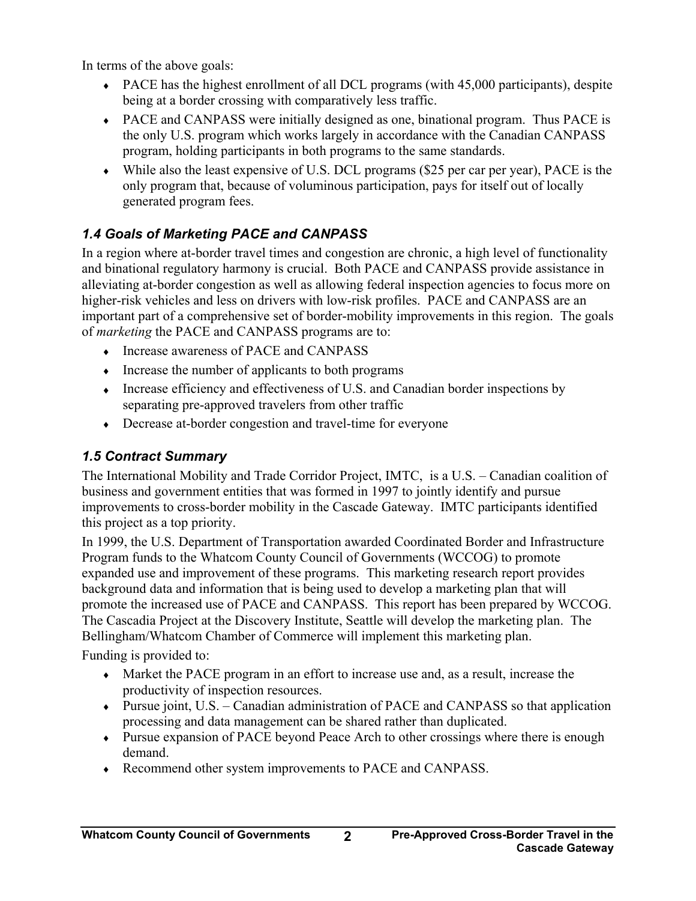In terms of the above goals:

- PACE has the highest enrollment of all DCL programs (with 45,000 participants), despite being at a border crossing with comparatively less traffic.
- PACE and CANPASS were initially designed as one, binational program. Thus PACE is the only U.S. program which works largely in accordance with the Canadian CANPASS program, holding participants in both programs to the same standards.
- While also the least expensive of U.S. DCL programs ($25 per car per year), PACE is the only program that, because of voluminous participation, pays for itself out of locally generated program fees.

### *1.4 Goals of Marketing PACE and CANPASS*

In a region where at-border travel times and congestion are chronic, a high level of functionality and binational regulatory harmony is crucial. Both PACE and CANPASS provide assistance in alleviating at-border congestion as well as allowing federal inspection agencies to focus more on higher-risk vehicles and less on drivers with low-risk profiles. PACE and CANPASS are an important part of a comprehensive set of border-mobility improvements in this region. The goals of *marketing* the PACE and CANPASS programs are to:

- Increase awareness of PACE and CANPASS
- Increase the number of applicants to both programs
- Increase efficiency and effectiveness of U.S. and Canadian border inspections by separating pre-approved travelers from other traffic
- Decrease at-border congestion and travel-time for everyone

### *1.5 Contract Summary*

The International Mobility and Trade Corridor Project, IMTC, is a U.S. – Canadian coalition of business and government entities that was formed in 1997 to jointly identify and pursue improvements to cross-border mobility in the Cascade Gateway. IMTC participants identified this project as a top priority.

In 1999, the U.S. Department of Transportation awarded Coordinated Border and Infrastructure Program funds to the Whatcom County Council of Governments (WCCOG) to promote expanded use and improvement of these programs. This marketing research report provides background data and information that is being used to develop a marketing plan that will promote the increased use of PACE and CANPASS. This report has been prepared by WCCOG. The Cascadia Project at the Discovery Institute, Seattle will develop the marketing plan. The Bellingham/Whatcom Chamber of Commerce will implement this marketing plan.

Funding is provided to:

- Market the PACE program in an effort to increase use and, as a result, increase the productivity of inspection resources.
- Pursue joint, U.S. – Canadian administration of PACE and CANPASS so that application processing and data management can be shared rather than duplicated.
- Pursue expansion of PACE beyond Peace Arch to other crossings where there is enough demand.
- Recommend other system improvements to PACE and CANPASS.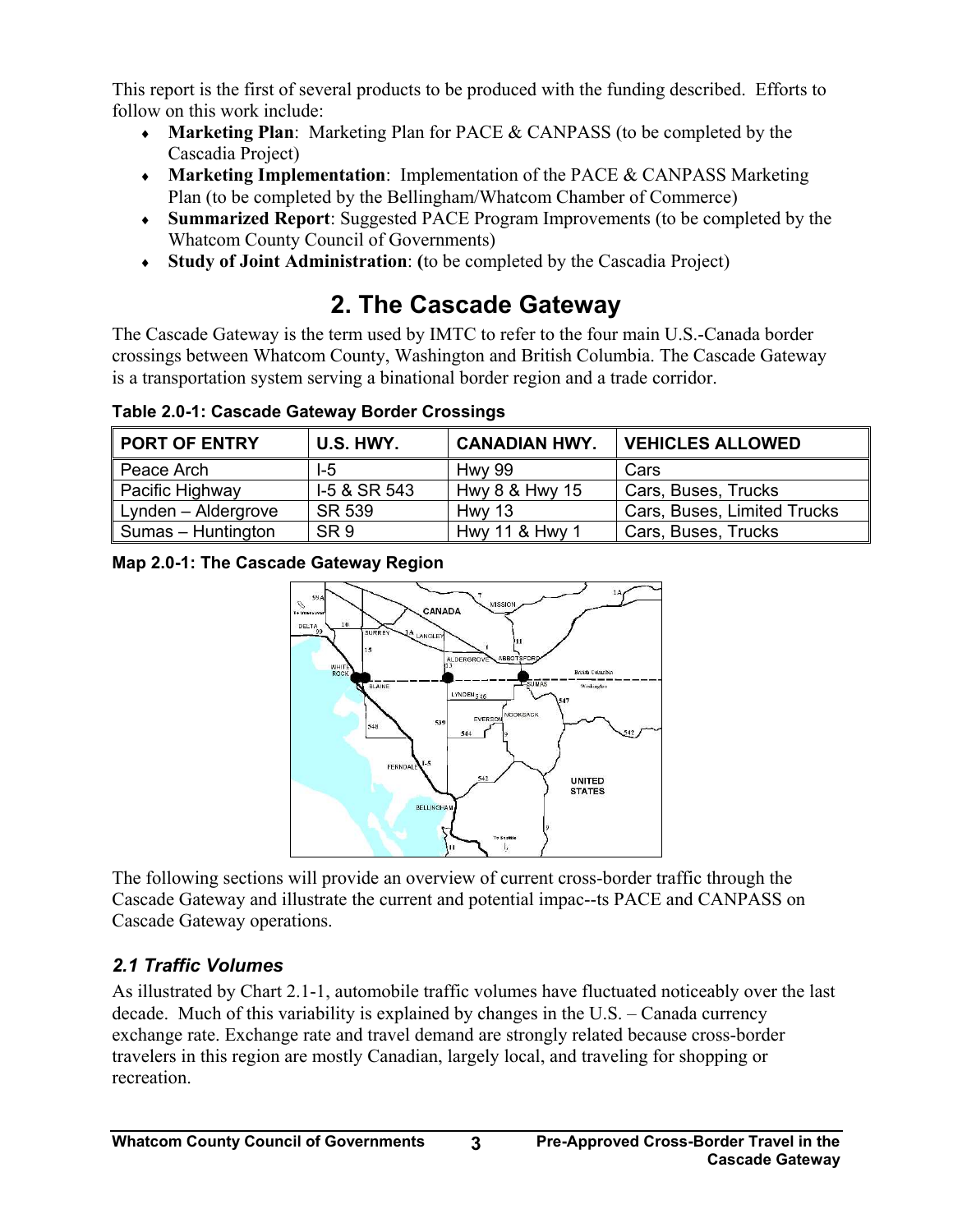This report is the first of several products to be produced with the funding described. Efforts to follow on this work include:

- **Marketing Plan**: Marketing Plan for PACE & CANPASS (to be completed by the Cascadia Project)
- **Marketing Implementation**: Implementation of the PACE & CANPASS Marketing Plan (to be completed by the Bellingham/Whatcom Chamber of Commerce)
- **Summarized Report**: Suggested PACE Program Improvements (to be completed by the Whatcom County Council of Governments)
- **Study of Joint Administration**: **(**to be completed by the Cascadia Project)

# 2. The Cascade Gateway

The Cascade Gateway is the term used by IMTC to refer to the four main U.S.-Canada border crossings between Whatcom County, Washington and British Columbia. The Cascade Gateway is a transportation system serving a binational border region and a trade corridor.

**Table 2.0-1: Cascade Gateway Border Crossings**

| PORT OF ENTRY | U.S. HWY. | CANADIAN HWY. | VEHICLES ALLOWED |
|---|---|---|---|
| Peace Arch | I-5 | Hwy 99 | Cars |
| Pacific Highway | I-5 & SR 543 | Hwy 8 & Hwy 15 | Cars, Buses, Trucks |
| Lynden – Aldergrove | SR 539 | Hwy 13 | Cars, Buses, Limited Trucks |
| Sumas – Huntington | SR 9 | Hwy 11 & Hwy 1 | Cars, Buses, Trucks |

**Map 2.0-1: The Cascade Gateway Region**

The following sections will provide an overview of current cross-border traffic through the Cascade Gateway and illustrate the current and potential impac--ts PACE and CANPASS on Cascade Gateway operations.

## *2.1 Traffic Volumes*

As illustrated by Chart 2.1-1, automobile traffic volumes have fluctuated noticeably over the last decade. Much of this variability is explained by changes in the U.S. – Canada currency exchange rate. Exchange rate and travel demand are strongly related because cross-border travelers in this region are mostly Canadian, largely local, and traveling for shopping or recreation.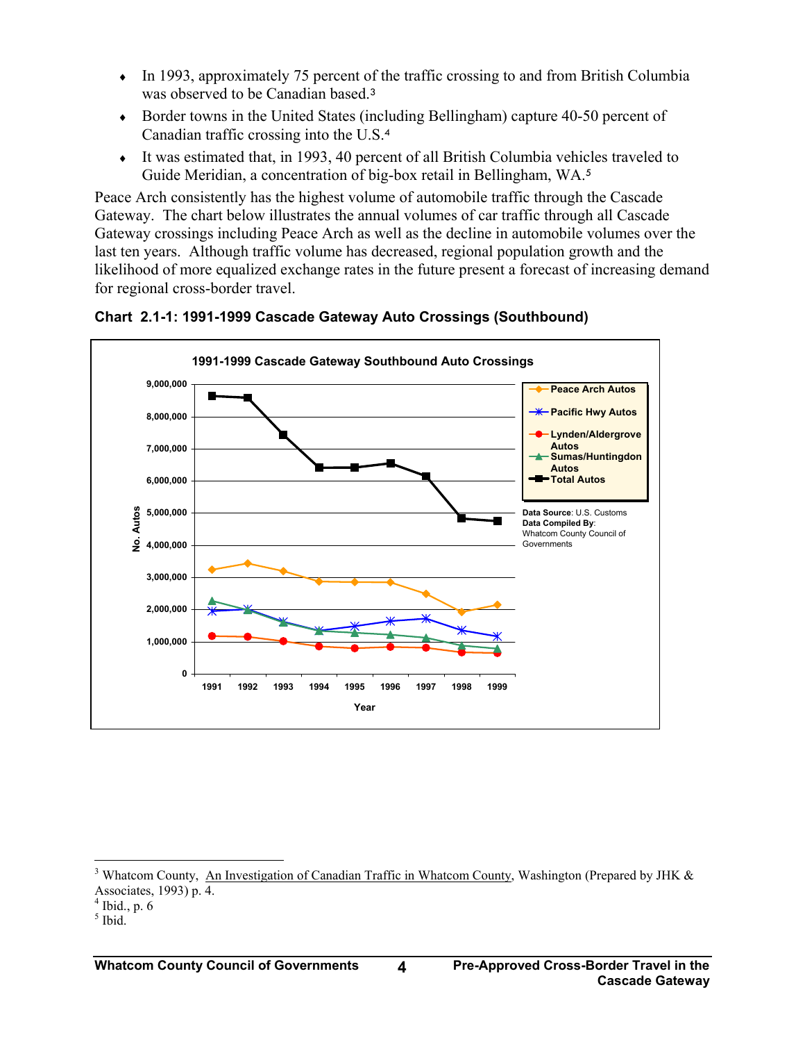- In 1993, approximately 75 percent of the traffic crossing to and from British Columbia was observed to be Canadian based.[3]
- Border towns in the United States (including Bellingham) capture 40-50 percent of Canadian traffic crossing into the U.S.[4]
- It was estimated that, in 1993, 40 percent of all British Columbia vehicles traveled to Guide Meridian, a concentration of big-box retail in Bellingham, WA.[5]

Peace Arch consistently has the highest volume of automobile traffic through the Cascade Gateway. The chart below illustrates the annual volumes of car traffic through all Cascade Gateway crossings including Peace Arch as well as the decline in automobile volumes over the last ten years. Although traffic volume has decreased, regional population growth and the likelihood of more equalized exchange rates in the future present a forecast of increasing demand for regional cross-border travel.

**Chart 2.1-1: 1991-1999 Cascade Gateway Auto Crossings (Southbound)**

**1991-1999 Cascade Gateway Southbound Auto Crossings**

Legend: Peace Arch Autos; Pacific Hwy Autos; Lynden/Aldergrove Autos; Sumas/Huntingdon Autos; Total Autos

Y-axis: No. Autos (0 to 9,000,000); X-axis: Year (1991–1999)

**Data Source**: U.S. Customs
**Data Compiled By**: Whatcom County Council of Governments

---

[3] Whatcom County, An Investigation of Canadian Traffic in Whatcom County, Washington (Prepared by JHK & Associates, 1993) p. 4.

[4] Ibid., p. 6

[5] Ibid.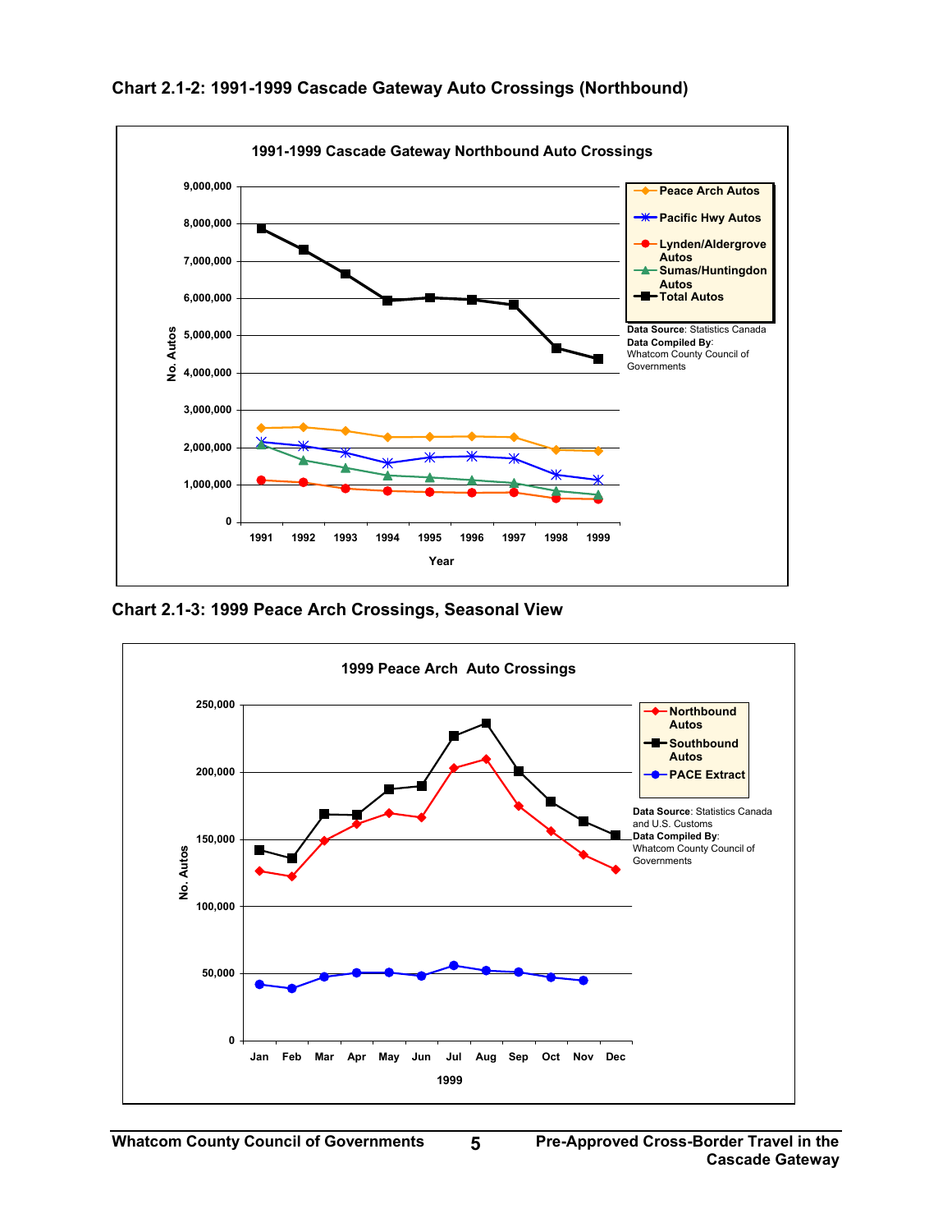**Chart 2.1-2: 1991-1999 Cascade Gateway Auto Crossings (Northbound)**

1991-1999 Cascade Gateway Northbound Auto Crossings

Data Source: Statistics Canada
Data Compiled By: Whatcom County Council of Governments

**Chart 2.1-3: 1999 Peace Arch Crossings, Seasonal View**

1999 Peace Arch Auto Crossings

Data Source: Statistics Canada and U.S. Customs
Data Compiled By: Whatcom County Council of Governments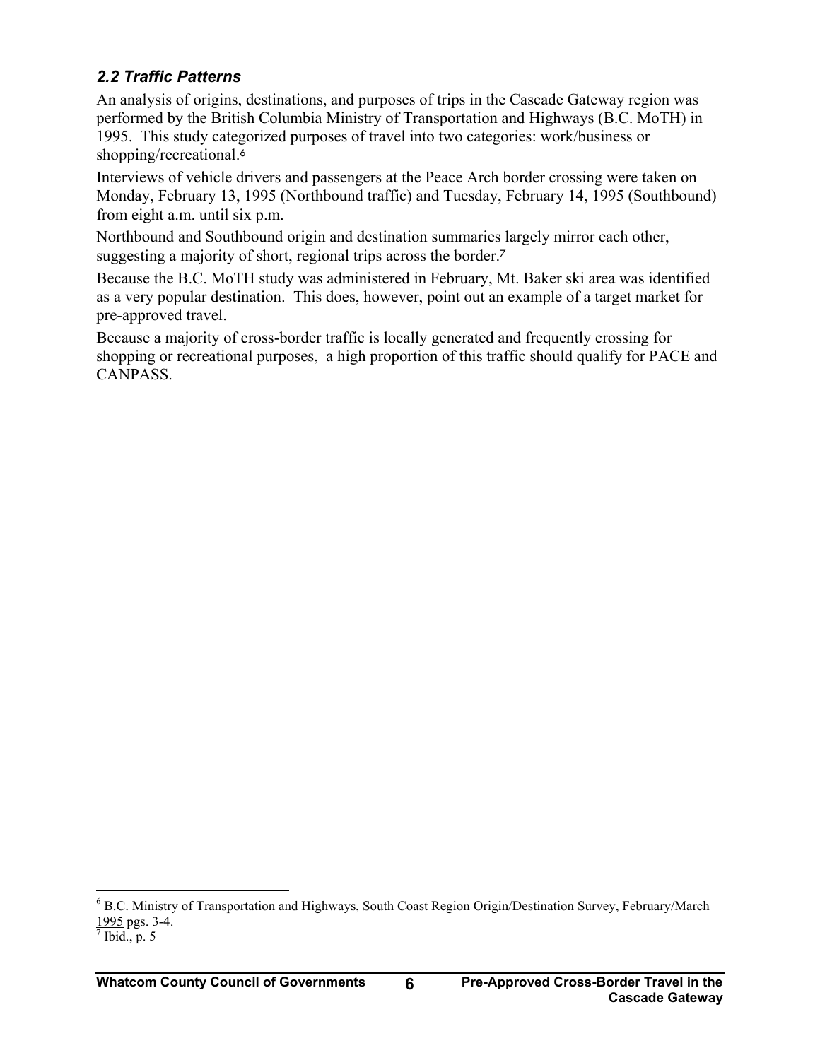## *2.2 Traffic Patterns*

An analysis of origins, destinations, and purposes of trips in the Cascade Gateway region was performed by the British Columbia Ministry of Transportation and Highways (B.C. MoTH) in 1995. This study categorized purposes of travel into two categories: work/business or shopping/recreational.[6]

Interviews of vehicle drivers and passengers at the Peace Arch border crossing were taken on Monday, February 13, 1995 (Northbound traffic) and Tuesday, February 14, 1995 (Southbound) from eight a.m. until six p.m.

Northbound and Southbound origin and destination summaries largely mirror each other, suggesting a majority of short, regional trips across the border.[7]

Because the B.C. MoTH study was administered in February, Mt. Baker ski area was identified as a very popular destination. This does, however, point out an example of a target market for pre-approved travel.

Because a majority of cross-border traffic is locally generated and frequently crossing for shopping or recreational purposes, a high proportion of this traffic should qualify for PACE and CANPASS.

---

[6] B.C. Ministry of Transportation and Highways, South Coast Region Origin/Destination Survey, February/March 1995 pgs. 3-4.

[7] Ibid., p. 5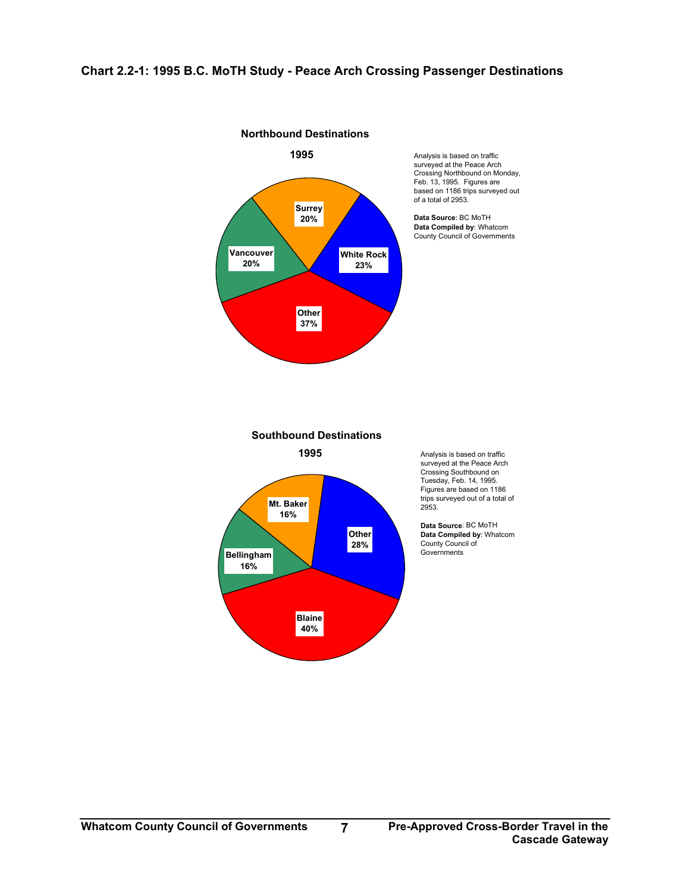**Chart 2.2-1: 1995 B.C. MoTH Study - Peace Arch Crossing Passenger Destinations**

**Northbound Destinations**

**1995**

| Destination | Share |
|---|---|
| Surrey | 20% |
| White Rock | 23% |
| Other | 37% |
| Vancouver | 20% |

Analysis is based on traffic surveyed at the Peace Arch Crossing Northbound on Monday, Feb. 13, 1995. Figures are based on 1186 trips surveyed out of a total of 2953.

**Data Source**: BC MoTH
**Data Compiled by**: Whatcom County Council of Governments

**Southbound Destinations**

**1995**

| Destination | Share |
|---|---|
| Mt. Baker | 16% |
| Other | 28% |
| Blaine | 40% |
| Bellingham | 16% |

Analysis is based on traffic surveyed at the Peace Arch Crossing Southbound on Tuesday, Feb. 14, 1995. Figures are based on 1186 trips surveyed out of a total of 2953.

**Data Source**: BC MoTH
**Data Compiled by**: Whatcom County Council of Governments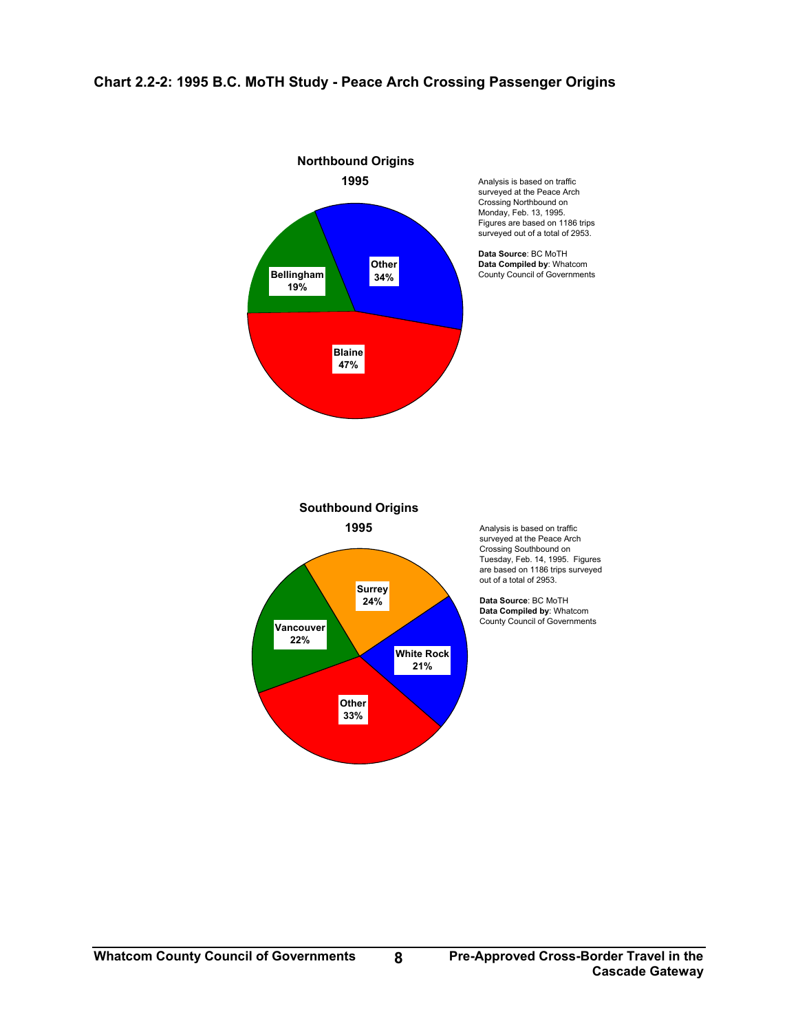**Chart 2.2-2: 1995 B.C. MoTH Study - Peace Arch Crossing Passenger Origins**

**Northbound Origins**

**1995**

| Origin | Share |
| --- | --- |
| Blaine | 47% |
| Other | 34% |
| Bellingham | 19% |

Analysis is based on traffic surveyed at the Peace Arch Crossing Northbound on Monday, Feb. 13, 1995. Figures are based on 1186 trips surveyed out of a total of 2953.

**Data Source**: BC MoTH
**Data Compiled by**: Whatcom County Council of Governments

**Southbound Origins**

**1995**

| Origin | Share |
| --- | --- |
| Other | 33% |
| Surrey | 24% |
| Vancouver | 22% |
| White Rock | 21% |

Analysis is based on traffic surveyed at the Peace Arch Crossing Southbound on Tuesday, Feb. 14, 1995. Figures are based on 1186 trips surveyed out of a total of 2953.

**Data Source**: BC MoTH
**Data Compiled by**: Whatcom County Council of Governments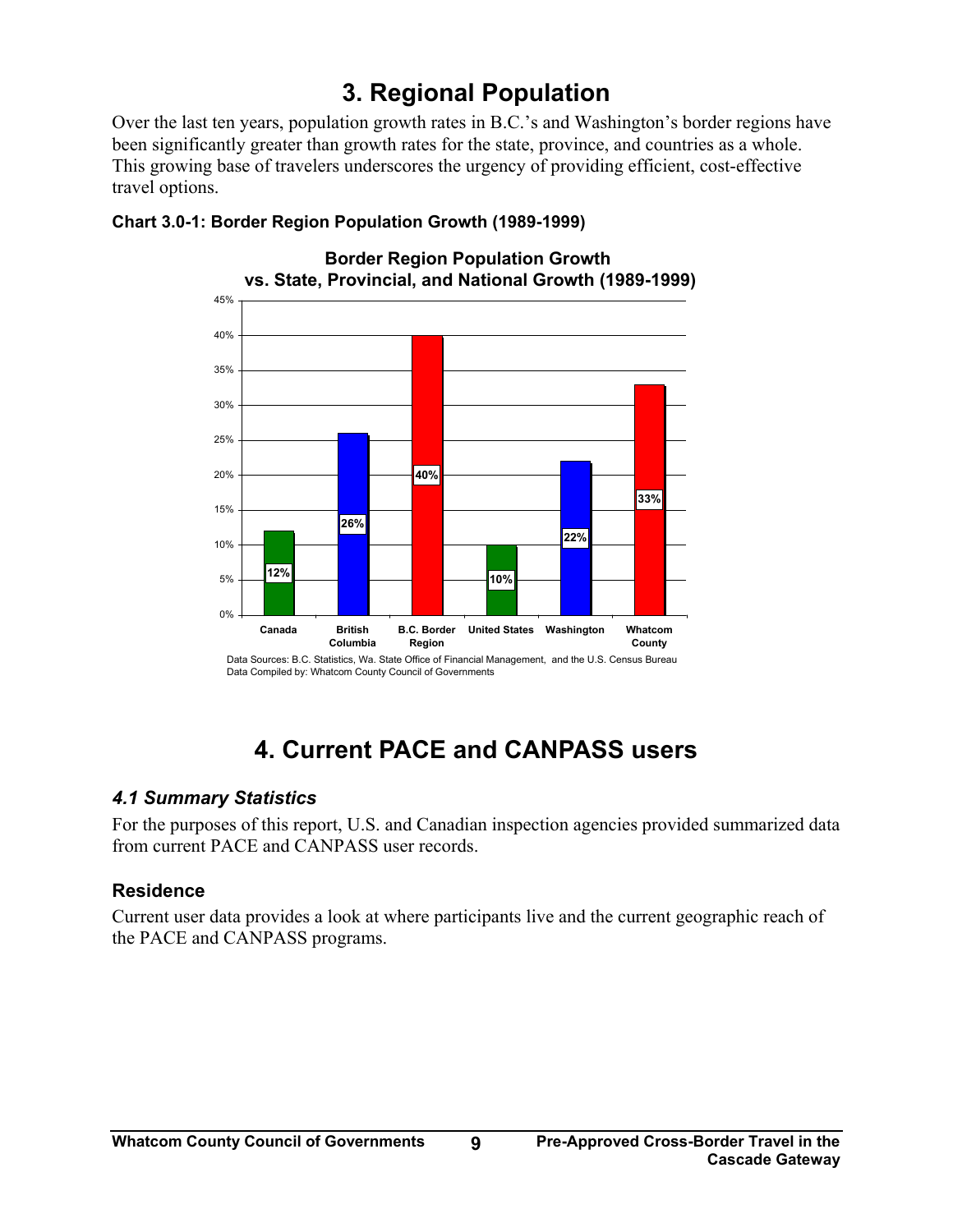# 3. Regional Population

Over the last ten years, population growth rates in B.C.'s and Washington's border regions have been significantly greater than growth rates for the state, province, and countries as a whole. This growing base of travelers underscores the urgency of providing efficient, cost-effective travel options.

**Chart 3.0-1: Border Region Population Growth (1989-1999)**

**Border Region Population Growth vs. State, Provincial, and National Growth (1989-1999)**

| Region | Growth |
|---|---|
| Canada | 12% |
| British Columbia | 26% |
| B.C. Border Region | 40% |
| United States | 10% |
| Washington | 22% |
| Whatcom County | 33% |

Data Sources: B.C. Statistics, Wa. State Office of Financial Management, and the U.S. Census Bureau
Data Compiled by: Whatcom County Council of Governments

# 4. Current PACE and CANPASS users

## *4.1 Summary Statistics*

For the purposes of this report, U.S. and Canadian inspection agencies provided summarized data from current PACE and CANPASS user records.

### Residence

Current user data provides a look at where participants live and the current geographic reach of the PACE and CANPASS programs.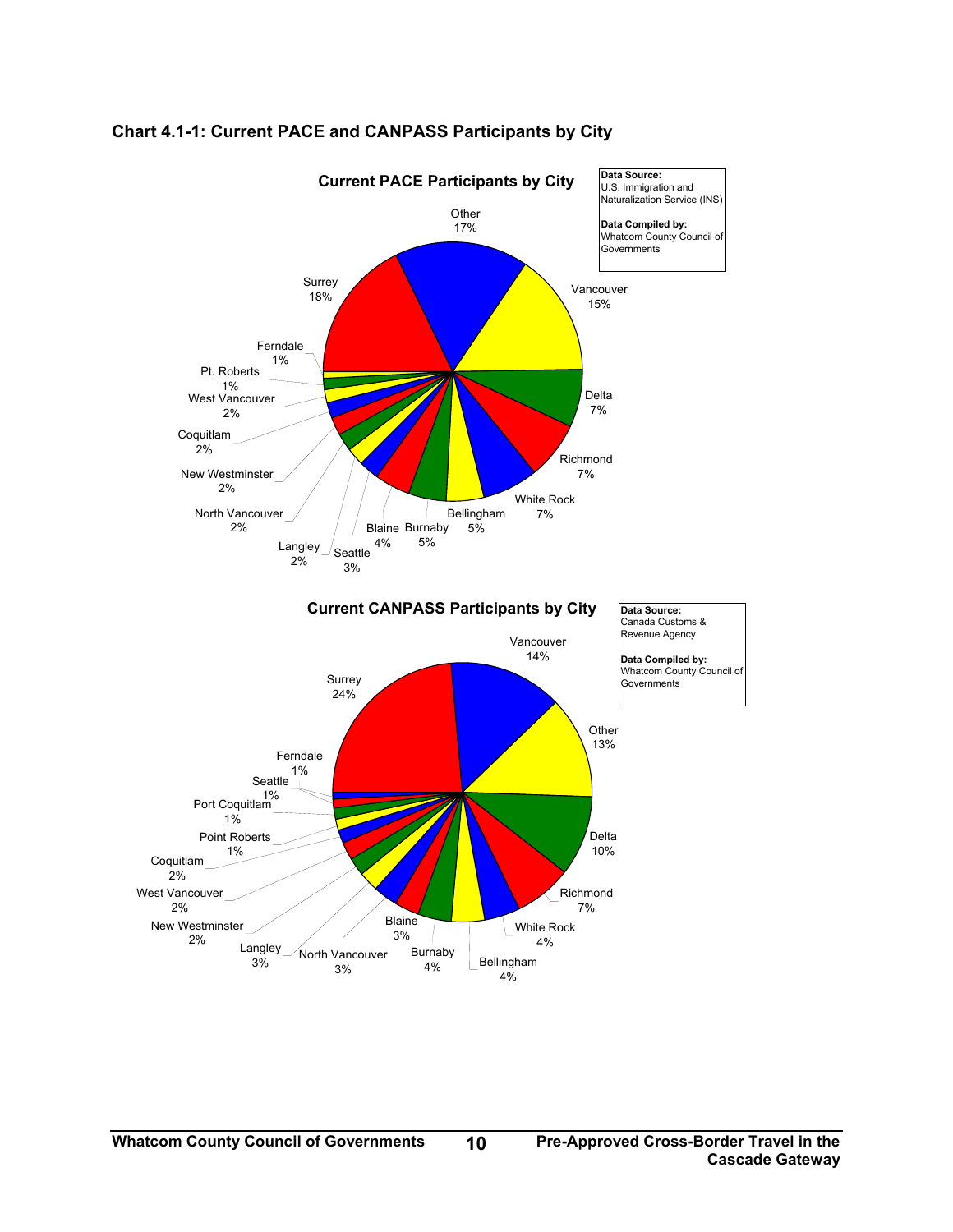**Chart 4.1-1: Current PACE and CANPASS Participants by City**

**Current PACE Participants by City**

**Data Source:** U.S. Immigration and Naturalization Service (INS)

**Data Compiled by:** Whatcom County Council of Governments

| City | Percent |
| --- | --- |
| Other | 17% |
| Vancouver | 15% |
| Delta | 7% |
| Richmond | 7% |
| White Rock | 7% |
| Bellingham | 5% |
| Burnaby | 5% |
| Blaine | 4% |
| Seattle | 3% |
| Langley | 2% |
| North Vancouver | 2% |
| New Westminster | 2% |
| Coquitlam | 2% |
| West Vancouver | 2% |
| Pt. Roberts | 1% |
| Ferndale | 1% |
| Surrey | 18% |

**Current CANPASS Participants by City**

**Data Source:** Canada Customs & Revenue Agency

**Data Compiled by:** Whatcom County Council of Governments

| City | Percent |
| --- | --- |
| Vancouver | 14% |
| Other | 13% |
| Delta | 10% |
| Richmond | 7% |
| White Rock | 4% |
| Bellingham | 4% |
| Burnaby | 4% |
| Blaine | 3% |
| North Vancouver | 3% |
| Langley | 3% |
| New Westminster | 2% |
| West Vancouver | 2% |
| Coquitlam | 2% |
| Point Roberts | 1% |
| Port Coquitlam | 1% |
| Seattle | 1% |
| Ferndale | 1% |
| Surrey | 24% |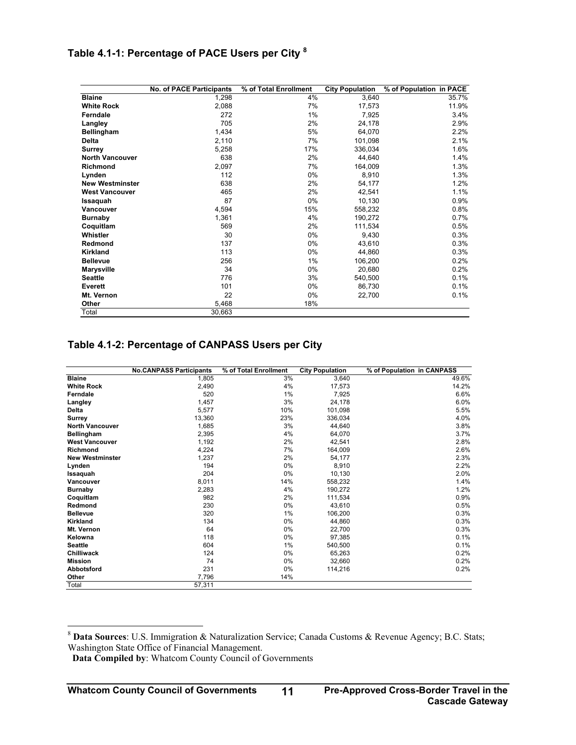### Table 4.1-1: Percentage of PACE Users per City [8]

| | No. of PACE Participants | % of Total Enrollment | City Population | % of Population in PACE |
|---|---|---|---|---|
| **Blaine** | 1,298 | 4% | 3,640 | 35.7% |
| **White Rock** | 2,088 | 7% | 17,573 | 11.9% |
| **Ferndale** | 272 | 1% | 7,925 | 3.4% |
| **Langley** | 705 | 2% | 24,178 | 2.9% |
| **Bellingham** | 1,434 | 5% | 64,070 | 2.2% |
| **Delta** | 2,110 | 7% | 101,098 | 2.1% |
| **Surrey** | 5,258 | 17% | 336,034 | 1.6% |
| **North Vancouver** | 638 | 2% | 44,640 | 1.4% |
| **Richmond** | 2,097 | 7% | 164,009 | 1.3% |
| **Lynden** | 112 | 0% | 8,910 | 1.3% |
| **New Westminster** | 638 | 2% | 54,177 | 1.2% |
| **West Vancouver** | 465 | 2% | 42,541 | 1.1% |
| **Issaquah** | 87 | 0% | 10,130 | 0.9% |
| **Vancouver** | 4,594 | 15% | 558,232 | 0.8% |
| **Burnaby** | 1,361 | 4% | 190,272 | 0.7% |
| **Coquitlam** | 569 | 2% | 111,534 | 0.5% |
| **Whistler** | 30 | 0% | 9,430 | 0.3% |
| **Redmond** | 137 | 0% | 43,610 | 0.3% |
| **Kirkland** | 113 | 0% | 44,860 | 0.3% |
| **Bellevue** | 256 | 1% | 106,200 | 0.2% |
| **Marysville** | 34 | 0% | 20,680 | 0.2% |
| **Seattle** | 776 | 3% | 540,500 | 0.1% |
| **Everett** | 101 | 0% | 86,730 | 0.1% |
| **Mt. Vernon** | 22 | 0% | 22,700 | 0.1% |
| **Other** | 5,468 | 18% | | |
| Total | 30,663 | | | |

### Table 4.1-2: Percentage of CANPASS Users per City

| | No.CANPASS Participants | % of Total Enrollment | City Population | % of Population in CANPASS |
|---|---|---|---|---|
| **Blaine** | 1,805 | 3% | 3,640 | 49.6% |
| **White Rock** | 2,490 | 4% | 17,573 | 14.2% |
| **Ferndale** | 520 | 1% | 7,925 | 6.6% |
| **Langley** | 1,457 | 3% | 24,178 | 6.0% |
| **Delta** | 5,577 | 10% | 101,098 | 5.5% |
| **Surrey** | 13,360 | 23% | 336,034 | 4.0% |
| **North Vancouver** | 1,685 | 3% | 44,640 | 3.8% |
| **Bellingham** | 2,395 | 4% | 64,070 | 3.7% |
| **West Vancouver** | 1,192 | 2% | 42,541 | 2.8% |
| **Richmond** | 4,224 | 7% | 164,009 | 2.6% |
| **New Westminster** | 1,237 | 2% | 54,177 | 2.3% |
| **Lynden** | 194 | 0% | 8,910 | 2.2% |
| **Issaquah** | 204 | 0% | 10,130 | 2.0% |
| **Vancouver** | 8,011 | 14% | 558,232 | 1.4% |
| **Burnaby** | 2,283 | 4% | 190,272 | 1.2% |
| **Coquitlam** | 982 | 2% | 111,534 | 0.9% |
| **Redmond** | 230 | 0% | 43,610 | 0.5% |
| **Bellevue** | 320 | 1% | 106,200 | 0.3% |
| **Kirkland** | 134 | 0% | 44,860 | 0.3% |
| **Mt. Vernon** | 64 | 0% | 22,700 | 0.3% |
| **Kelowna** | 118 | 0% | 97,385 | 0.1% |
| **Seattle** | 604 | 1% | 540,500 | 0.1% |
| **Chilliwack** | 124 | 0% | 65,263 | 0.2% |
| **Mission** | 74 | 0% | 32,660 | 0.2% |
| **Abbotsford** | 231 | 0% | 114,216 | 0.2% |
| **Other** | 7,796 | 14% | | |
| Total | 57,311 | | | |

[8] **Data Sources**: U.S. Immigration & Naturalization Service; Canada Customs & Revenue Agency; B.C. Stats; Washington State Office of Financial Management.
**Data Compiled by**: Whatcom County Council of Governments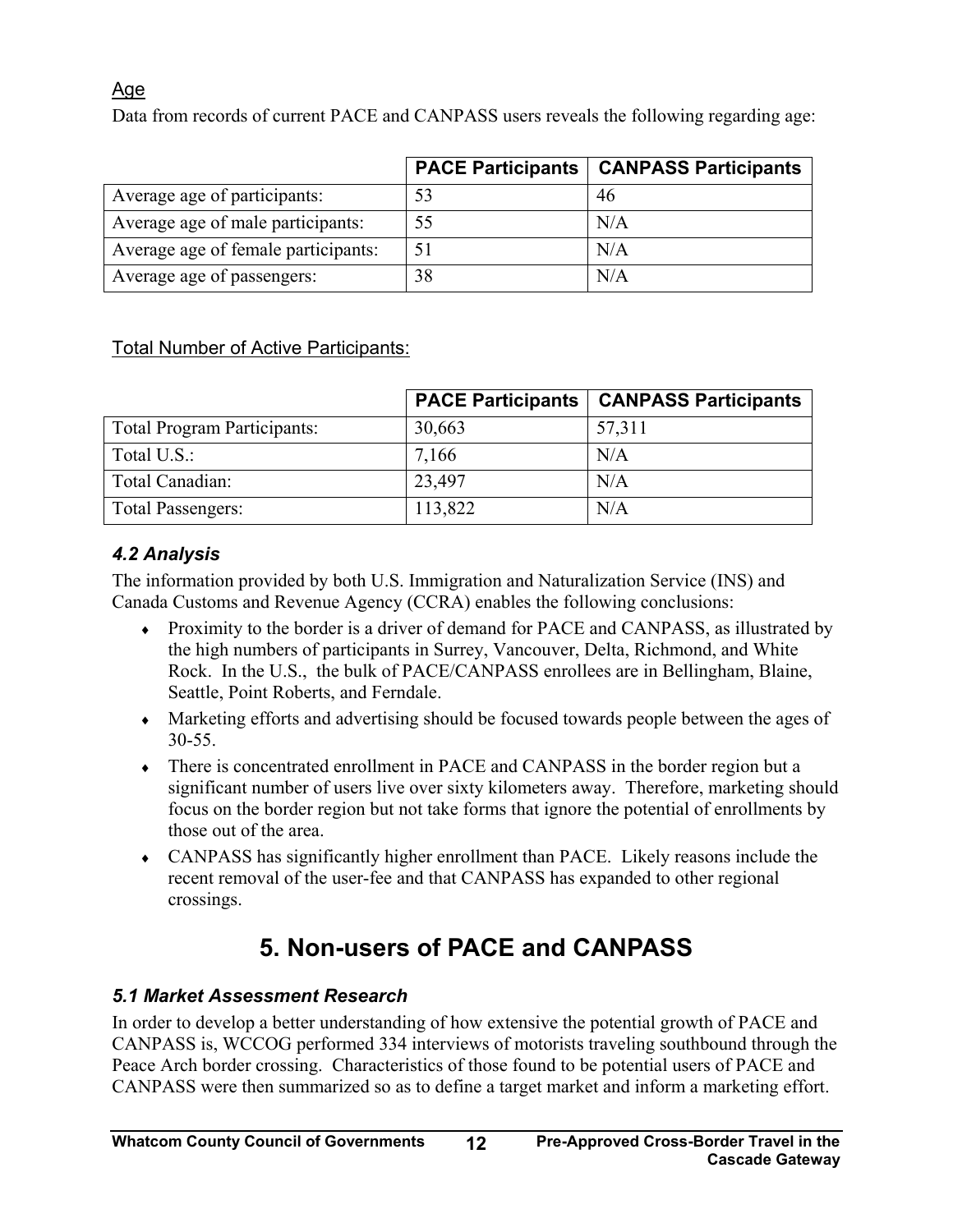Age

Data from records of current PACE and CANPASS users reveals the following regarding age:

| | PACE Participants | CANPASS Participants |
|---|---|---|
| Average age of participants: | 53 | 46 |
| Average age of male participants: | 55 | N/A |
| Average age of female participants: | 51 | N/A |
| Average age of passengers: | 38 | N/A |

Total Number of Active Participants:

| | PACE Participants | CANPASS Participants |
|---|---|---|
| Total Program Participants: | 30,663 | 57,311 |
| Total U.S.: | 7,166 | N/A |
| Total Canadian: | 23,497 | N/A |
| Total Passengers: | 113,822 | N/A |

### *4.2 Analysis*

The information provided by both U.S. Immigration and Naturalization Service (INS) and Canada Customs and Revenue Agency (CCRA) enables the following conclusions:

- Proximity to the border is a driver of demand for PACE and CANPASS, as illustrated by the high numbers of participants in Surrey, Vancouver, Delta, Richmond, and White Rock. In the U.S., the bulk of PACE/CANPASS enrollees are in Bellingham, Blaine, Seattle, Point Roberts, and Ferndale.
- Marketing efforts and advertising should be focused towards people between the ages of 30-55.
- There is concentrated enrollment in PACE and CANPASS in the border region but a significant number of users live over sixty kilometers away. Therefore, marketing should focus on the border region but not take forms that ignore the potential of enrollments by those out of the area.
- CANPASS has significantly higher enrollment than PACE. Likely reasons include the recent removal of the user-fee and that CANPASS has expanded to other regional crossings.

# 5. Non-users of PACE and CANPASS

### *5.1 Market Assessment Research*

In order to develop a better understanding of how extensive the potential growth of PACE and CANPASS is, WCCOG performed 334 interviews of motorists traveling southbound through the Peace Arch border crossing. Characteristics of those found to be potential users of PACE and CANPASS were then summarized so as to define a target market and inform a marketing effort.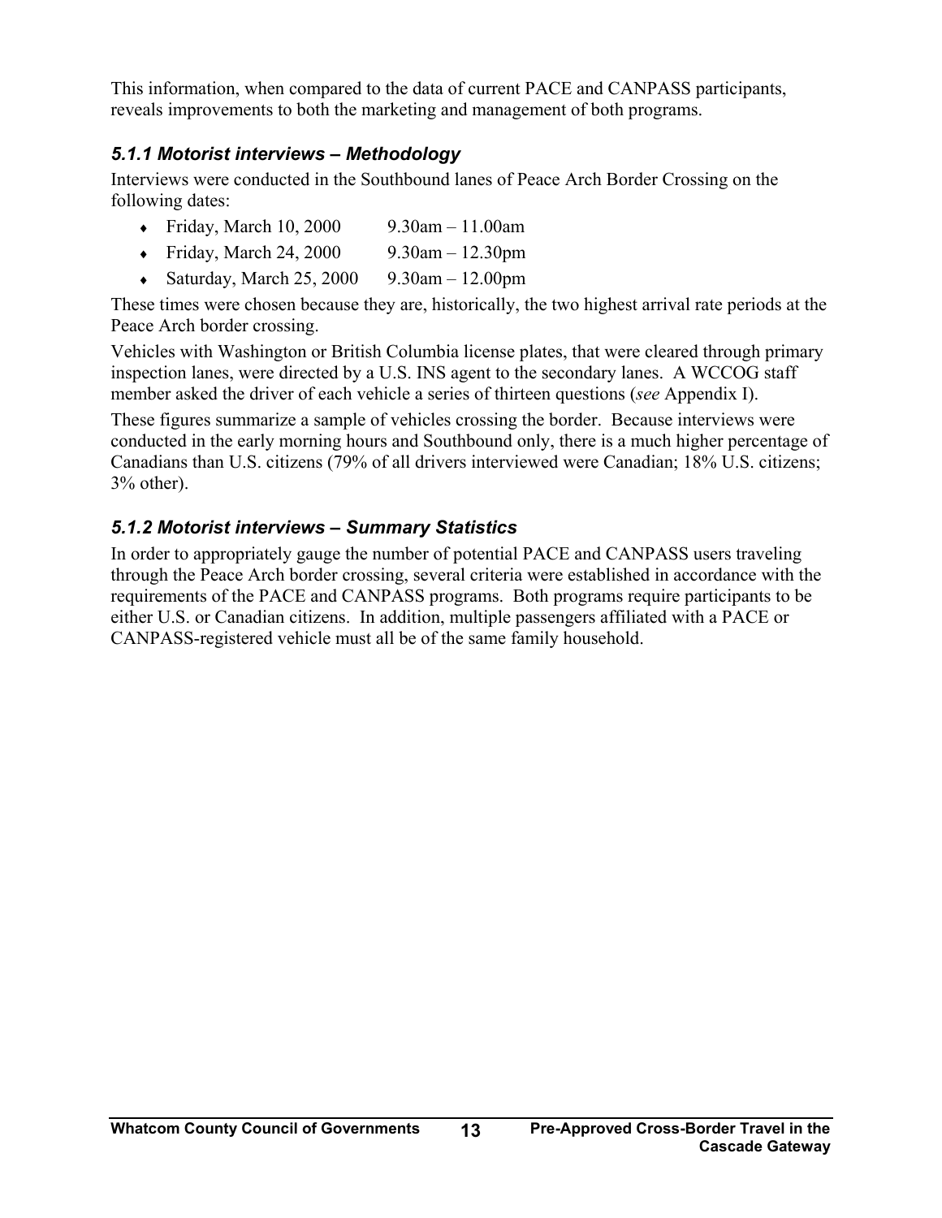This information, when compared to the data of current PACE and CANPASS participants, reveals improvements to both the marketing and management of both programs.

### *5.1.1 Motorist interviews – Methodology*

Interviews were conducted in the Southbound lanes of Peace Arch Border Crossing on the following dates:

- Friday, March 10, 2000 9.30am – 11.00am
- Friday, March 24, 2000 9.30am – 12.30pm
- Saturday, March 25, 2000 9.30am – 12.00pm

These times were chosen because they are, historically, the two highest arrival rate periods at the Peace Arch border crossing.

Vehicles with Washington or British Columbia license plates, that were cleared through primary inspection lanes, were directed by a U.S. INS agent to the secondary lanes. A WCCOG staff member asked the driver of each vehicle a series of thirteen questions (*see* Appendix I).

These figures summarize a sample of vehicles crossing the border. Because interviews were conducted in the early morning hours and Southbound only, there is a much higher percentage of Canadians than U.S. citizens (79% of all drivers interviewed were Canadian; 18% U.S. citizens; 3% other).

### *5.1.2 Motorist interviews – Summary Statistics*

In order to appropriately gauge the number of potential PACE and CANPASS users traveling through the Peace Arch border crossing, several criteria were established in accordance with the requirements of the PACE and CANPASS programs. Both programs require participants to be either U.S. or Canadian citizens. In addition, multiple passengers affiliated with a PACE or CANPASS-registered vehicle must all be of the same family household.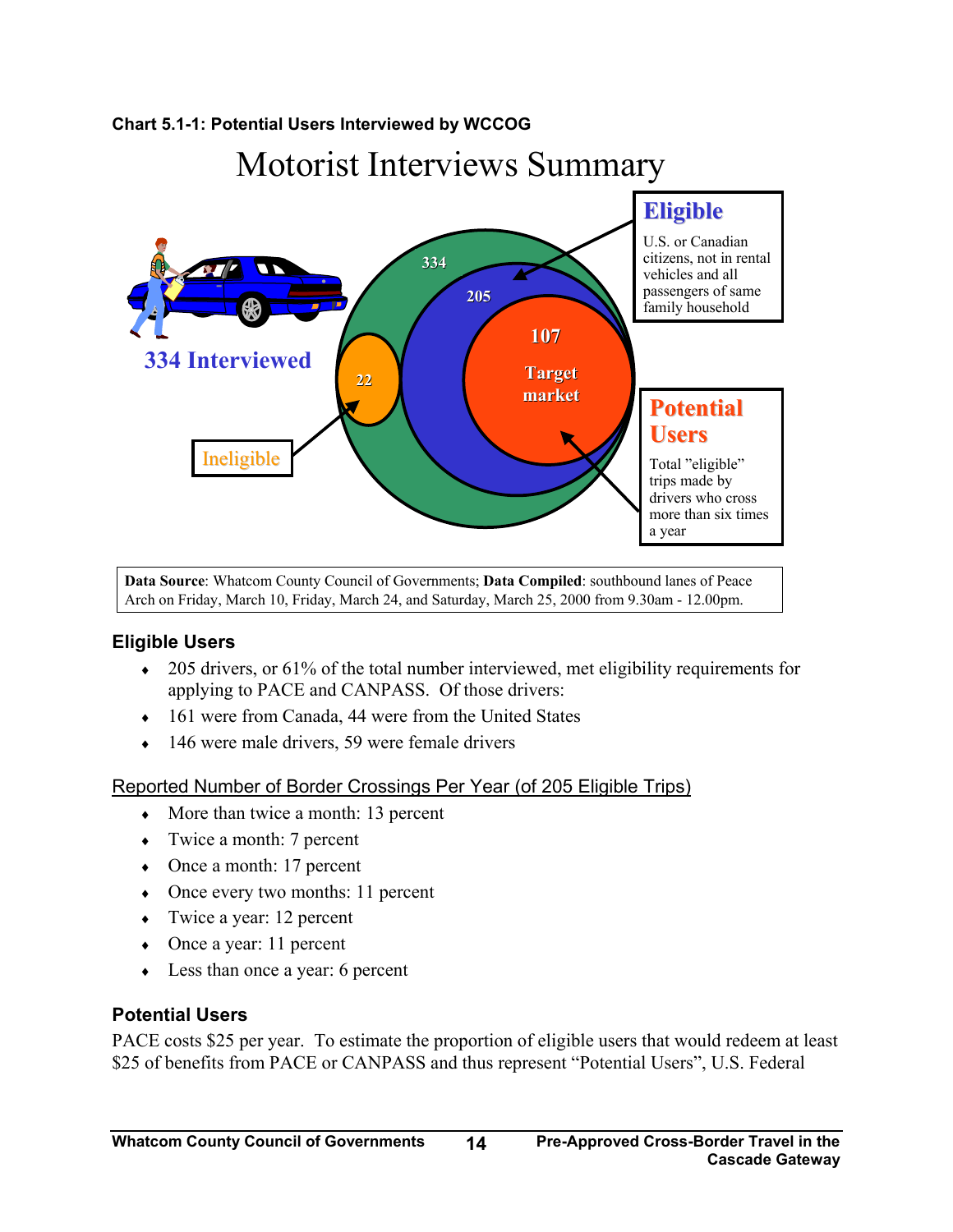**Chart 5.1-1: Potential Users Interviewed by WCCOG**

Motorist Interviews Summary

334 Interviewed

334

205

107

Target market

22

Ineligible

**Eligible**

U.S. or Canadian citizens, not in rental vehicles and all passengers of same family household

**Potential Users**

Total "eligible" trips made by drivers who cross more than six times a year

**Data Source**: Whatcom County Council of Governments; **Data Compiled**: southbound lanes of Peace Arch on Friday, March 10, Friday, March 24, and Saturday, March 25, 2000 from 9.30am - 12.00pm.

### Eligible Users

- 205 drivers, or 61% of the total number interviewed, met eligibility requirements for applying to PACE and CANPASS. Of those drivers:
- 161 were from Canada, 44 were from the United States
- 146 were male drivers, 59 were female drivers

Reported Number of Border Crossings Per Year (of 205 Eligible Trips)

- More than twice a month: 13 percent
- Twice a month: 7 percent
- Once a month: 17 percent
- Once every two months: 11 percent
- Twice a year: 12 percent
- Once a year: 11 percent
- Less than once a year: 6 percent

### Potential Users

PACE costs $25 per year. To estimate the proportion of eligible users that would redeem at least $25 of benefits from PACE or CANPASS and thus represent "Potential Users", U.S. Federal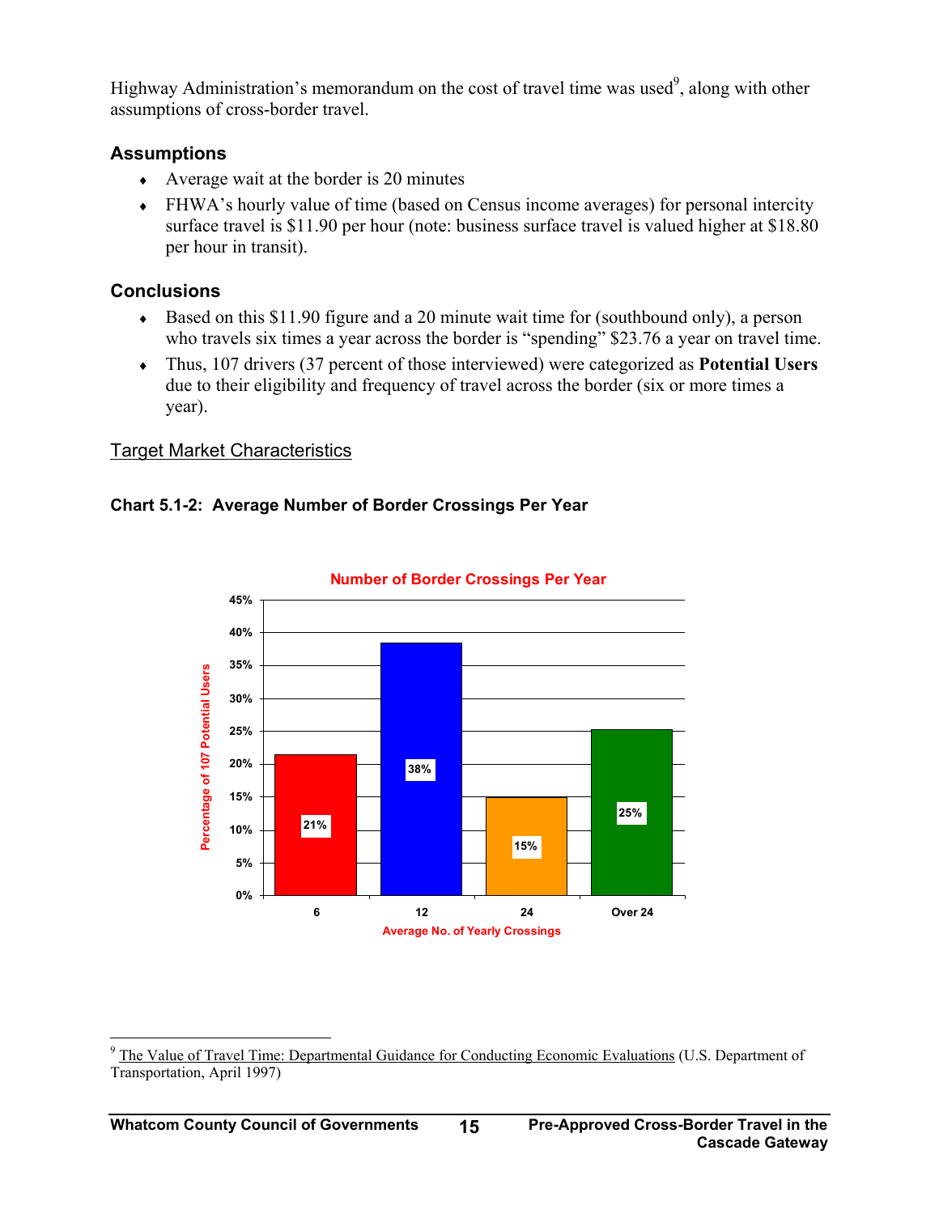Highway Administration's memorandum on the cost of travel time was used[9], along with other assumptions of cross-border travel.

### Assumptions

- Average wait at the border is 20 minutes
- FHWA's hourly value of time (based on Census income averages) for personal intercity surface travel is $11.90 per hour (note: business surface travel is valued higher at $18.80 per hour in transit).

### Conclusions

- Based on this $11.90 figure and a 20 minute wait time for (southbound only), a person who travels six times a year across the border is "spending" $23.76 a year on travel time.
- Thus, 107 drivers (37 percent of those interviewed) were categorized as **Potential Users** due to their eligibility and frequency of travel across the border (six or more times a year).

<u>Target Market Characteristics</u>

**Chart 5.1-2: Average Number of Border Crossings Per Year**

Number of Border Crossings Per Year

| Average No. of Yearly Crossings | Percentage of 107 Potential Users |
|---|---|
| 6 | 21% |
| 12 | 38% |
| 24 | 15% |
| Over 24 | 25% |

[9] The Value of Travel Time: Departmental Guidance for Conducting Economic Evaluations (U.S. Department of Transportation, April 1997)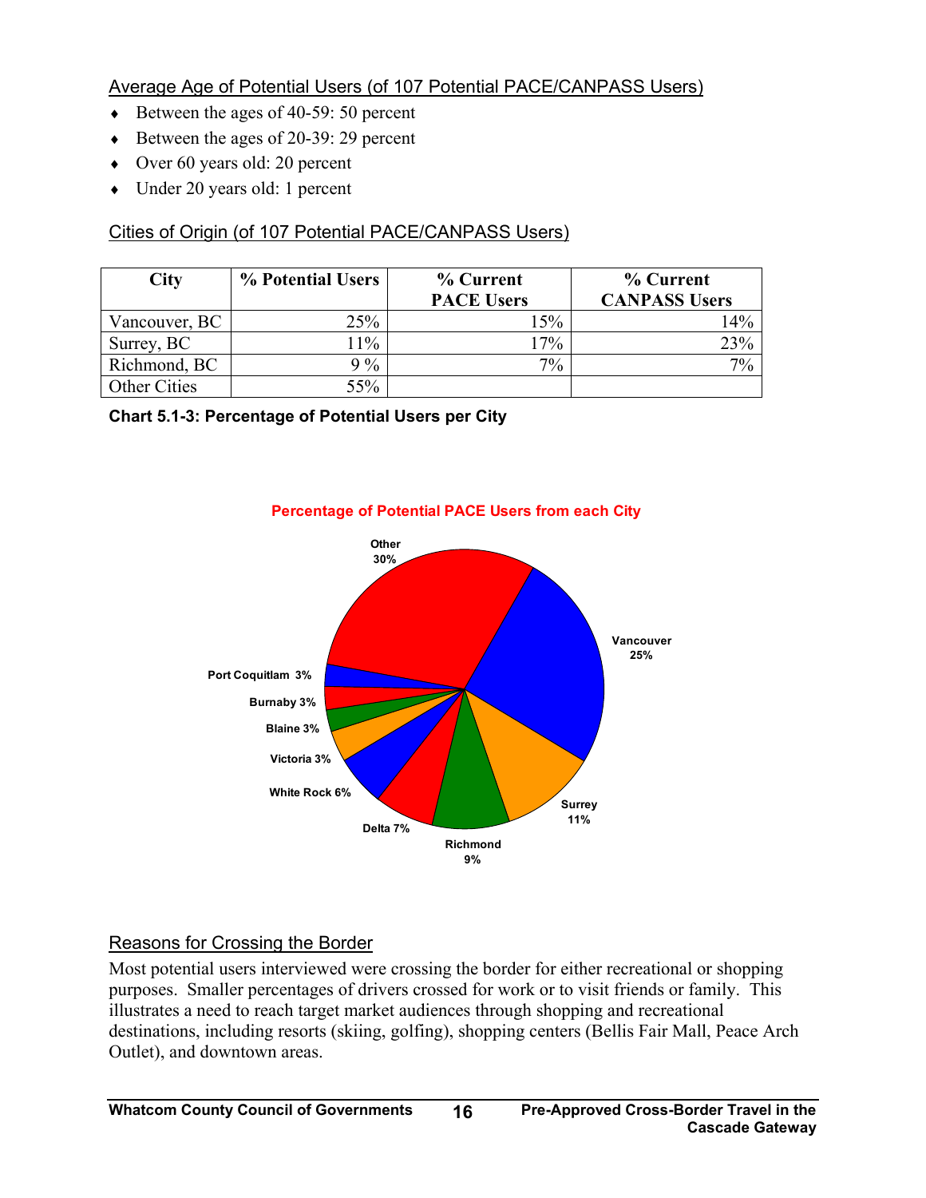Average Age of Potential Users (of 107 Potential PACE/CANPASS Users)

- Between the ages of 40-59: 50 percent
- Between the ages of 20-39: 29 percent
- Over 60 years old: 20 percent
- Under 20 years old: 1 percent

Cities of Origin (of 107 Potential PACE/CANPASS Users)

| City | % Potential Users | % Current PACE Users | % Current CANPASS Users |
|---|---|---|---|
| Vancouver, BC | 25% | 15% | 14% |
| Surrey, BC | 11% | 17% | 23% |
| Richmond, BC | 9 % | 7% | 7% |
| Other Cities | 55% | | |

**Chart 5.1-3: Percentage of Potential Users per City**

**Percentage of Potential PACE Users from each City**

| City | Percentage |
|---|---|
| Other | 30% |
| Vancouver | 25% |
| Surrey | 11% |
| Richmond | 9% |
| Delta | 7% |
| White Rock | 6% |
| Victoria | 3% |
| Blaine | 3% |
| Burnaby | 3% |
| Port Coquitlam | 3% |

Reasons for Crossing the Border

Most potential users interviewed were crossing the border for either recreational or shopping purposes. Smaller percentages of drivers crossed for work or to visit friends or family. This illustrates a need to reach target market audiences through shopping and recreational destinations, including resorts (skiing, golfing), shopping centers (Bellis Fair Mall, Peace Arch Outlet), and downtown areas.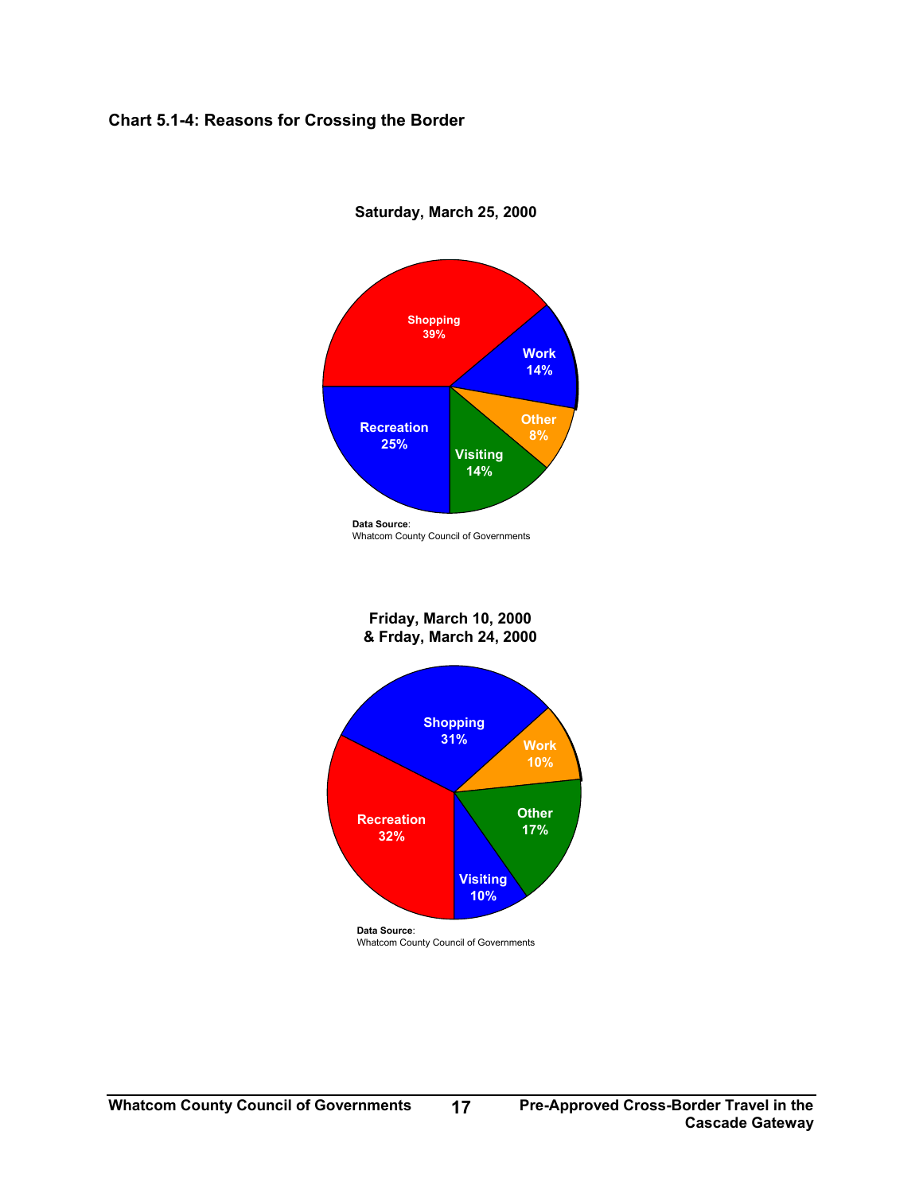**Chart 5.1-4: Reasons for Crossing the Border**

**Saturday, March 25, 2000**

| Reason | Percent |
| --- | --- |
| Shopping | 39% |
| Work | 14% |
| Other | 8% |
| Visiting | 14% |
| Recreation | 25% |

**Data Source**:
Whatcom County Council of Governments

**Friday, March 10, 2000**
**& Frday, March 24, 2000**

| Reason | Percent |
| --- | --- |
| Shopping | 31% |
| Work | 10% |
| Other | 17% |
| Visiting | 10% |
| Recreation | 32% |

**Data Source**:
Whatcom County Council of Governments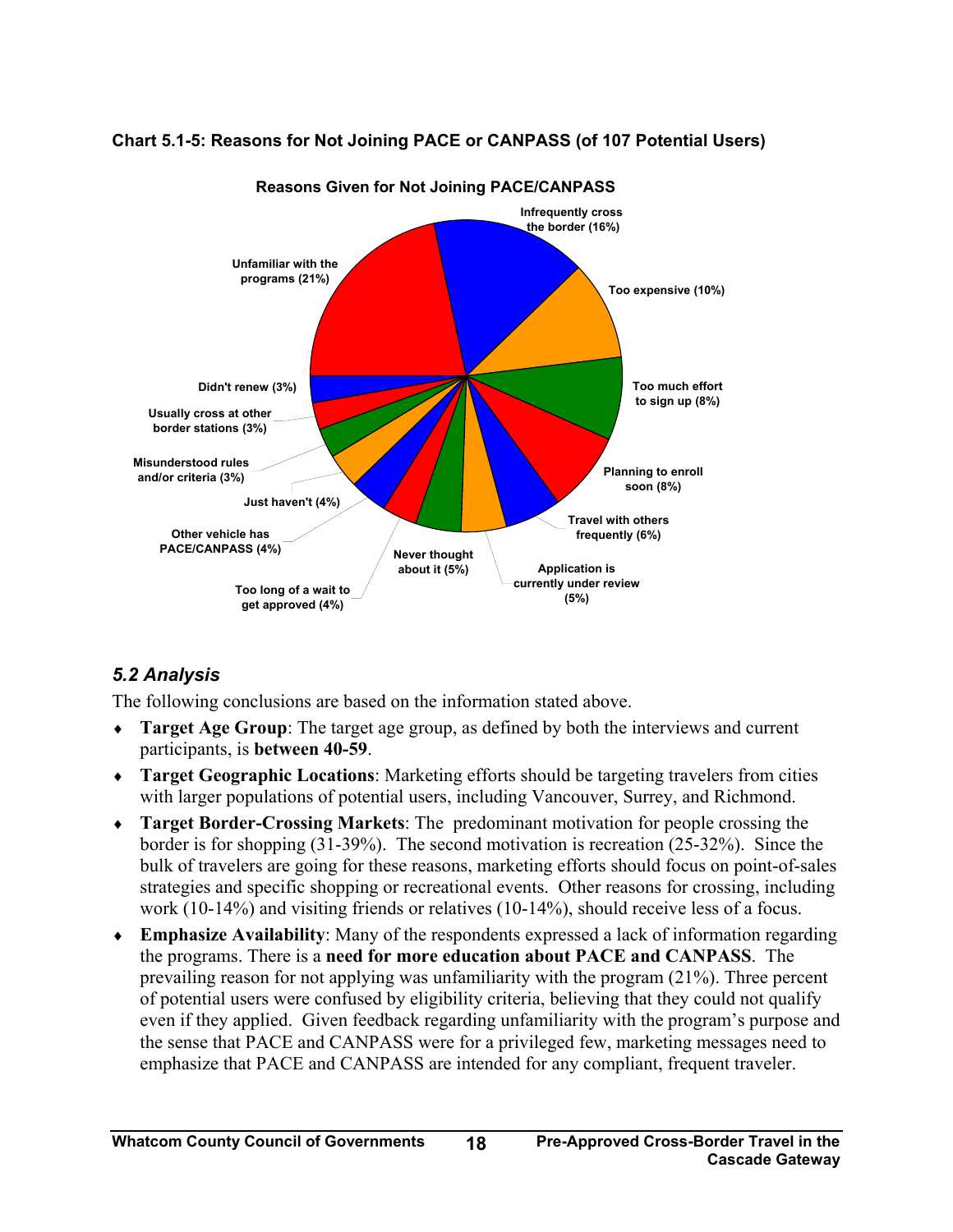**Chart 5.1-5: Reasons for Not Joining PACE or CANPASS (of 107 Potential Users)**

**Reasons Given for Not Joining PACE/CANPASS**

| Reason | Percent |
|---|---|
| Unfamiliar with the programs | 21% |
| Infrequently cross the border | 16% |
| Too expensive | 10% |
| Too much effort to sign up | 8% |
| Planning to enroll soon | 8% |
| Travel with others frequently | 6% |
| Application is currently under review | 5% |
| Never thought about it | 5% |
| Too long of a wait to get approved | 4% |
| Other vehicle has PACE/CANPASS | 4% |
| Just haven't | 4% |
| Misunderstood rules and/or criteria | 3% |
| Usually cross at other border stations | 3% |
| Didn't renew | 3% |

### *5.2 Analysis*

The following conclusions are based on the information stated above.

- **Target Age Group**: The target age group, as defined by both the interviews and current participants, is **between 40-59**.
- **Target Geographic Locations**: Marketing efforts should be targeting travelers from cities with larger populations of potential users, including Vancouver, Surrey, and Richmond.
- **Target Border-Crossing Markets**: The predominant motivation for people crossing the border is for shopping (31-39%). The second motivation is recreation (25-32%). Since the bulk of travelers are going for these reasons, marketing efforts should focus on point-of-sales strategies and specific shopping or recreational events. Other reasons for crossing, including work (10-14%) and visiting friends or relatives (10-14%), should receive less of a focus.
- **Emphasize Availability**: Many of the respondents expressed a lack of information regarding the programs. There is a **need for more education about PACE and CANPASS**. The prevailing reason for not applying was unfamiliarity with the program (21%). Three percent of potential users were confused by eligibility criteria, believing that they could not qualify even if they applied. Given feedback regarding unfamiliarity with the program's purpose and the sense that PACE and CANPASS were for a privileged few, marketing messages need to emphasize that PACE and CANPASS are intended for any compliant, frequent traveler.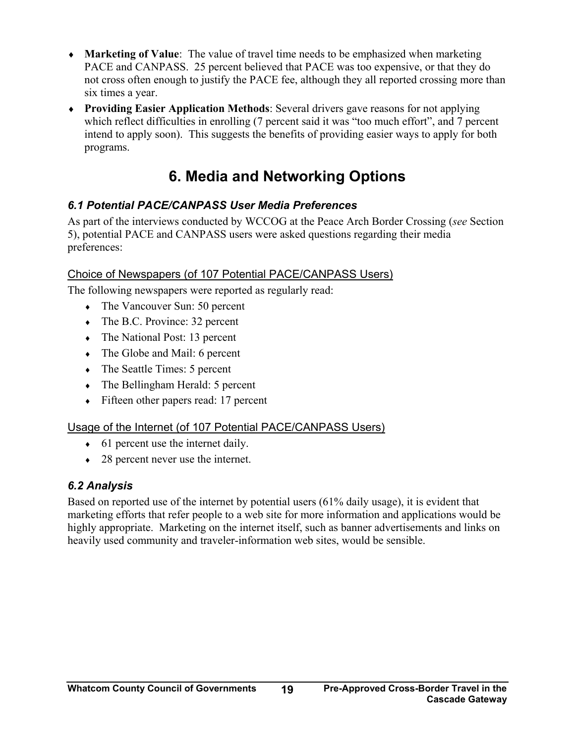- **Marketing of Value**: The value of travel time needs to be emphasized when marketing PACE and CANPASS. 25 percent believed that PACE was too expensive, or that they do not cross often enough to justify the PACE fee, although they all reported crossing more than six times a year.
- **Providing Easier Application Methods**: Several drivers gave reasons for not applying which reflect difficulties in enrolling (7 percent said it was "too much effort", and 7 percent intend to apply soon). This suggests the benefits of providing easier ways to apply for both programs.

# 6. Media and Networking Options

### *6.1 Potential PACE/CANPASS User Media Preferences*

As part of the interviews conducted by WCCOG at the Peace Arch Border Crossing (*see* Section 5), potential PACE and CANPASS users were asked questions regarding their media preferences:

<u>Choice of Newspapers (of 107 Potential PACE/CANPASS Users)</u>

The following newspapers were reported as regularly read:

- The Vancouver Sun: 50 percent
- The B.C. Province: 32 percent
- The National Post: 13 percent
- The Globe and Mail: 6 percent
- The Seattle Times: 5 percent
- The Bellingham Herald: 5 percent
- Fifteen other papers read: 17 percent

<u>Usage of the Internet (of 107 Potential PACE/CANPASS Users)</u>

- 61 percent use the internet daily.
- 28 percent never use the internet.

### *6.2 Analysis*

Based on reported use of the internet by potential users (61% daily usage), it is evident that marketing efforts that refer people to a web site for more information and applications would be highly appropriate. Marketing on the internet itself, such as banner advertisements and links on heavily used community and traveler-information web sites, would be sensible.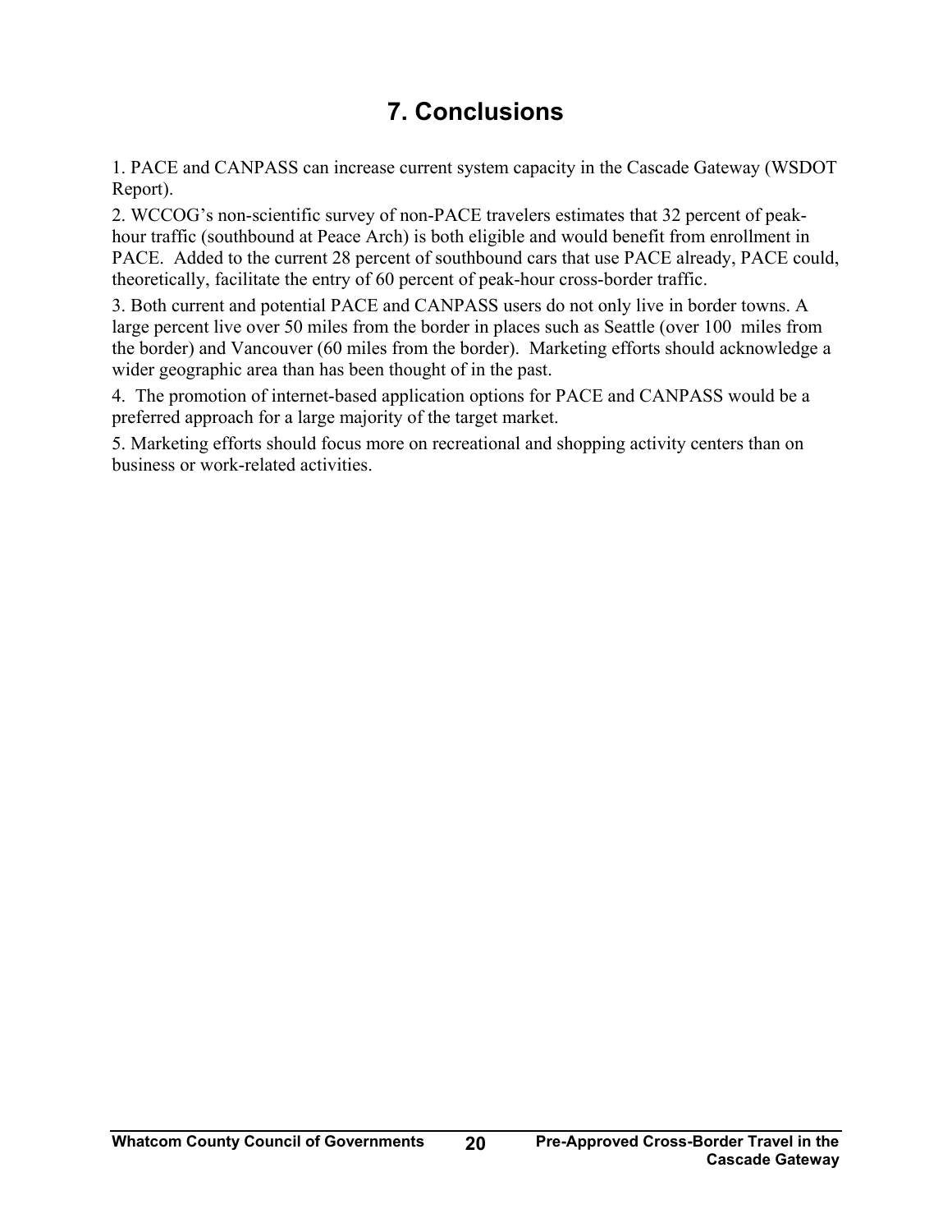# 7. Conclusions

1. PACE and CANPASS can increase current system capacity in the Cascade Gateway (WSDOT Report).

2. WCCOG's non-scientific survey of non-PACE travelers estimates that 32 percent of peak-hour traffic (southbound at Peace Arch) is both eligible and would benefit from enrollment in PACE. Added to the current 28 percent of southbound cars that use PACE already, PACE could, theoretically, facilitate the entry of 60 percent of peak-hour cross-border traffic.

3. Both current and potential PACE and CANPASS users do not only live in border towns. A large percent live over 50 miles from the border in places such as Seattle (over 100 miles from the border) and Vancouver (60 miles from the border). Marketing efforts should acknowledge a wider geographic area than has been thought of in the past.

4. The promotion of internet-based application options for PACE and CANPASS would be a preferred approach for a large majority of the target market.

5. Marketing efforts should focus more on recreational and shopping activity centers than on business or work-related activities.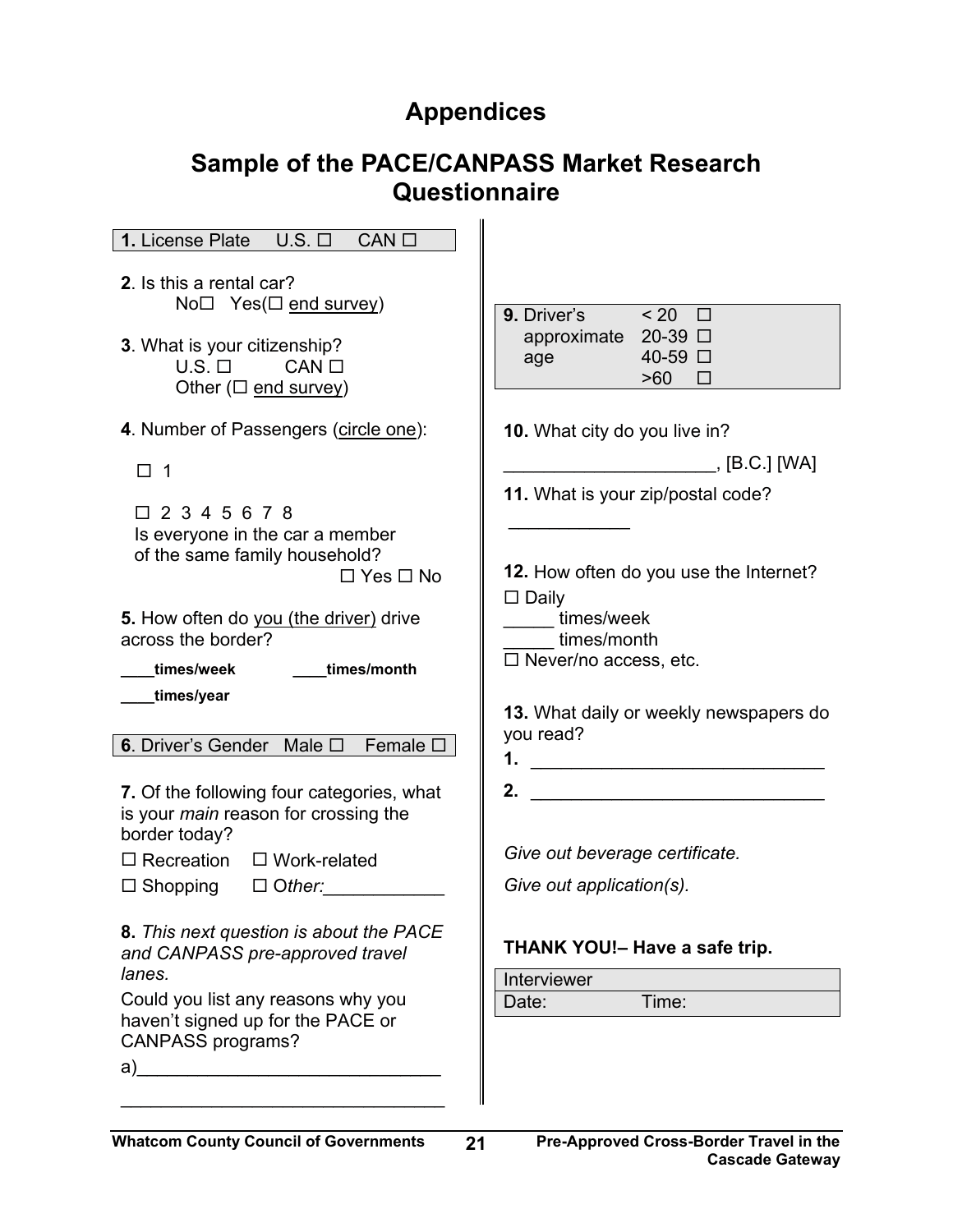# Appendices

## Sample of the PACE/CANPASS Market Research Questionnaire

**1.** License Plate U.S. ☐ CAN ☐

**2**. Is this a rental car?
No☐ Yes(☐ end survey)

**3**. What is your citizenship?
U.S. ☐ CAN ☐
Other (☐ end survey)

**4**. Number of Passengers (circle one):

☐ 1

☐ 2 3 4 5 6 7 8
Is everyone in the car a member of the same family household?
☐ Yes ☐ No

**5.** How often do you (the driver) drive across the border?

**____times/week** **____times/month**

**____times/year**

**6**. Driver's Gender Male ☐ Female ☐

**7.** Of the following four categories, what is your *main* reason for crossing the border today?

☐ Recreation ☐ Work-related
☐ Shopping ☐ *Other:*____________

**8.** *This next question is about the PACE and CANPASS pre-approved travel lanes.*

Could you list any reasons why you haven't signed up for the PACE or CANPASS programs?

a)______________________________

________________________________

**9.** Driver's approximate age
< 20 ☐
20-39 ☐
40-59 ☐
>60 ☐

**10.** What city do you live in?

____________________, [B.C.] [WA]

**11.** What is your zip/postal code?

____________

**12.** How often do you use the Internet?

☐ Daily
_____ times/week
_____ times/month
☐ Never/no access, etc.

**13.** What daily or weekly newspapers do you read?

**1.** _____________________________

**2.** _____________________________

*Give out beverage certificate.*

*Give out application(s).*

**THANK YOU!– Have a safe trip.**

Interviewer
Date: Time: